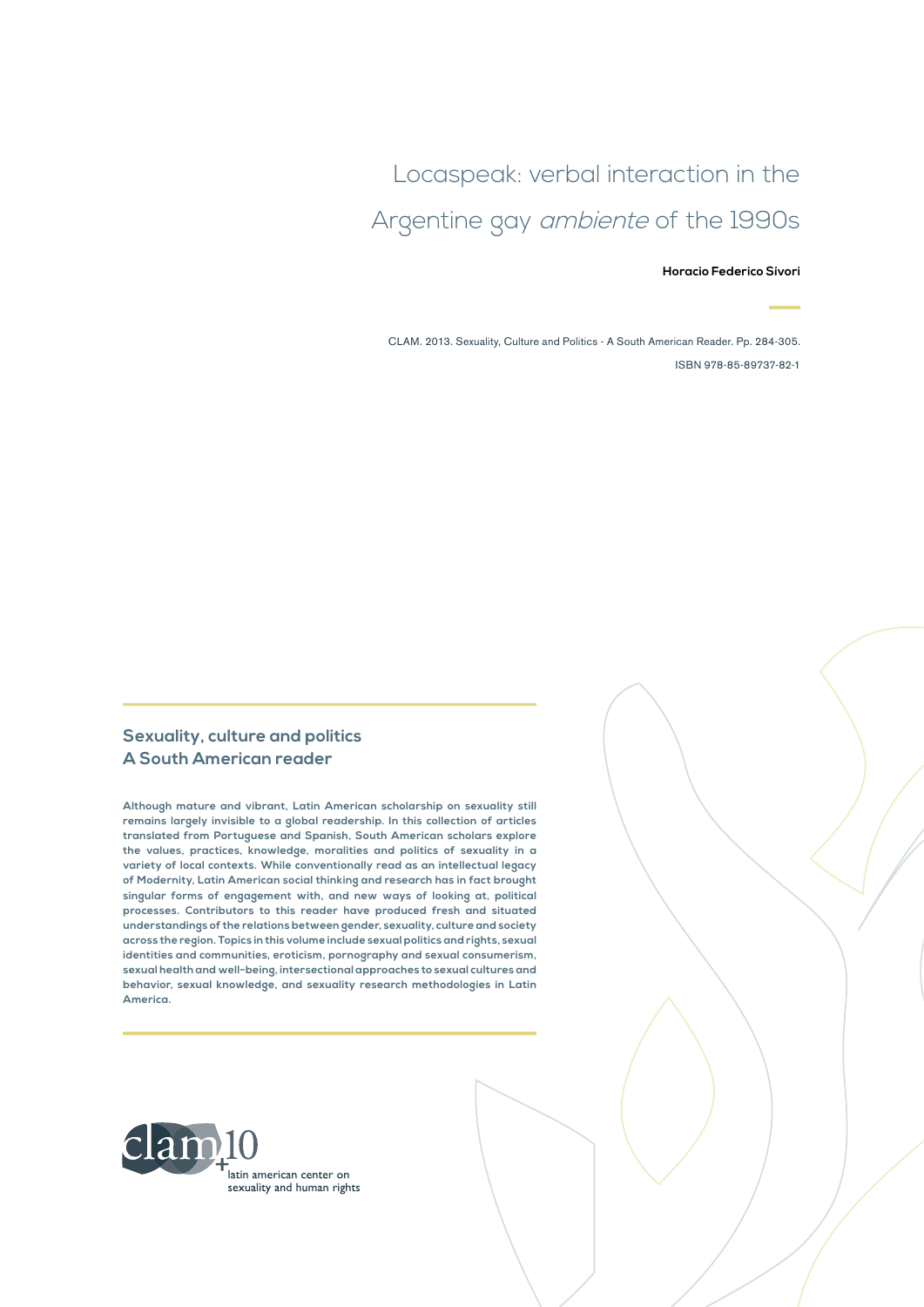# Locaspeak: verbal interaction in the Argentine gay *ambiente* of the 1990s

**Horacio Federico Sívori**

CLAM. 2013. Sexuality, Culture and Politics - A South American Reader. Pp. 284-305.

ISBN 978-85-89737-82-1

## Sexuality, culture and politics
## A South American reader

**Although mature and vibrant, Latin American scholarship on sexuality still remains largely invisible to a global readership. In this collection of articles translated from Portuguese and Spanish, South American scholars explore the values, practices, knowledge, moralities and politics of sexuality in a variety of local contexts. While conventionally read as an intellectual legacy of Modernity, Latin American social thinking and research has in fact brought singular forms of engagement with, and new ways of looking at, political processes. Contributors to this reader have produced fresh and situated understandings of the relations between gender, sexuality, culture and society across the region. Topics in this volume include sexual politics and rights, sexual identities and communities, eroticism, pornography and sexual consumerism, sexual health and well-being, intersectional approaches to sexual cultures and behavior, sexual knowledge, and sexuality research methodologies in Latin America.**

clam+10
latin american center on sexuality and human rights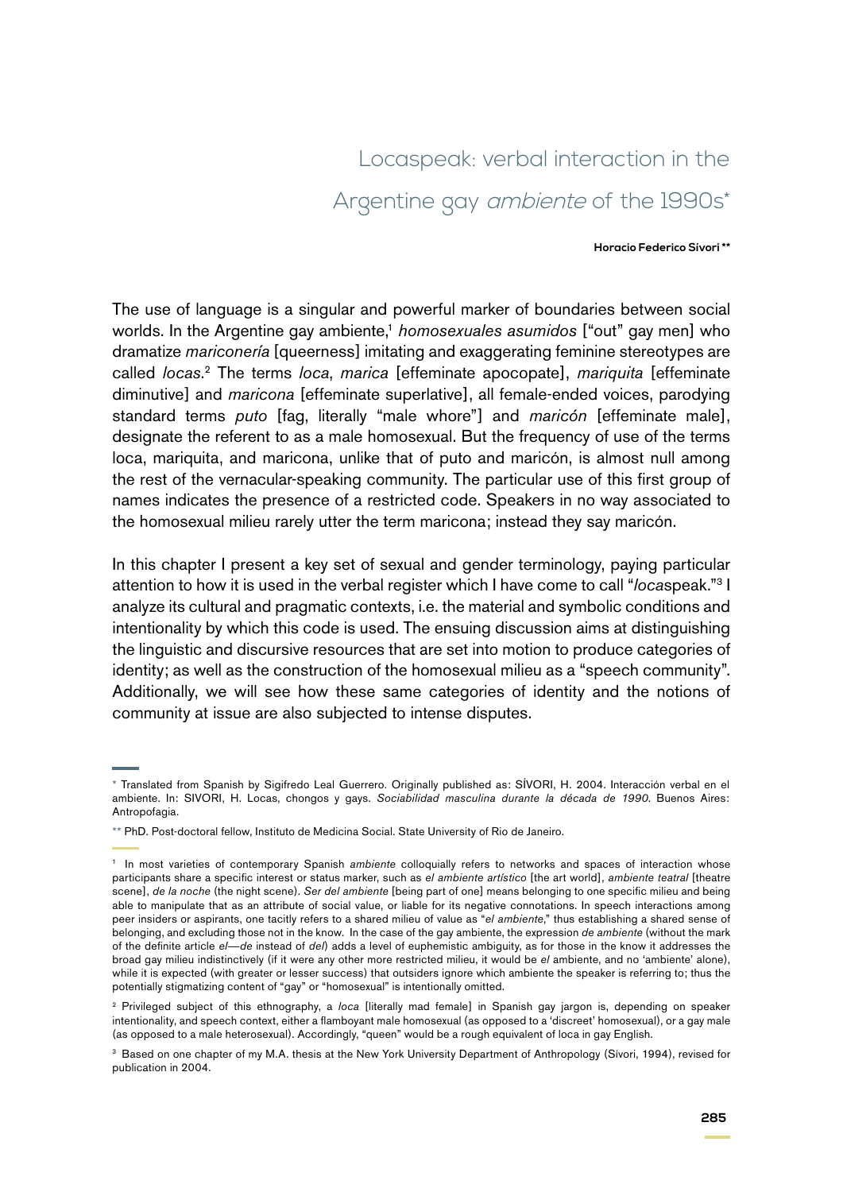# Locaspeak: verbal interaction in the Argentine gay *ambiente* of the 1990s*

**Horacio Federico Sívori \*\***

The use of language is a singular and powerful marker of boundaries between social worlds. In the Argentine gay ambiente,[1] *homosexuales asumidos* ["out" gay men] who dramatize *mariconería* [queerness] imitating and exaggerating feminine stereotypes are called *locas*.[2] The terms *loca*, *marica* [effeminate apocopate], *mariquita* [effeminate diminutive] and *maricona* [effeminate superlative], all female-ended voices, parodying standard terms *puto* [fag, literally "male whore"] and *maricón* [effeminate male], designate the referent to as a male homosexual. But the frequency of use of the terms loca, mariquita, and maricona, unlike that of puto and maricón, is almost null among the rest of the vernacular-speaking community. The particular use of this first group of names indicates the presence of a restricted code. Speakers in no way associated to the homosexual milieu rarely utter the term maricona; instead they say maricón.

In this chapter I present a key set of sexual and gender terminology, paying particular attention to how it is used in the verbal register which I have come to call "*loca*speak."[3] I analyze its cultural and pragmatic contexts, i.e. the material and symbolic conditions and intentionality by which this code is used. The ensuing discussion aims at distinguishing the linguistic and discursive resources that are set into motion to produce categories of identity; as well as the construction of the homosexual milieu as a "speech community". Additionally, we will see how these same categories of identity and the notions of community at issue are also subjected to intense disputes.

---

\* Translated from Spanish by Sigifredo Leal Guerrero. Originally published as: SÍVORI, H. 2004. Interacción verbal en el ambiente. In: SIVORI, H. Locas, chongos y gays. *Sociabilidad masculina durante la década de 1990*. Buenos Aires: Antropofagia.

\*\* PhD. Post-doctoral fellow, Instituto de Medicina Social. State University of Rio de Janeiro.

[1] In most varieties of contemporary Spanish *ambiente* colloquially refers to networks and spaces of interaction whose participants share a specific interest or status marker, such as *el ambiente artístico* [the art world], *ambiente teatral* [theatre scene], *de la noche* (the night scene). *Ser del ambiente* [being part of one] means belonging to one specific milieu and being able to manipulate that as an attribute of social value, or liable for its negative connotations. In speech interactions among peer insiders or aspirants, one tacitly refers to a shared milieu of value as "*el ambiente*," thus establishing a shared sense of belonging, and excluding those not in the know. In the case of the gay ambiente, the expression *de ambiente* (without the mark of the definite article *el*—*de* instead of *del*) adds a level of euphemistic ambiguity, as for those in the know it addresses the broad gay milieu indistinctively (if it were any other more restricted milieu, it would be *el* ambiente, and no 'ambiente' alone), while it is expected (with greater or lesser success) that outsiders ignore which ambiente the speaker is referring to; thus the potentially stigmatizing content of "gay" or "homosexual" is intentionally omitted.

[2] Privileged subject of this ethnography, a *loca* [literally mad female] in Spanish gay jargon is, depending on speaker intentionality, and speech context, either a flamboyant male homosexual (as opposed to a 'discreet' homosexual), or a gay male (as opposed to a male heterosexual). Accordingly, "queen" would be a rough equivalent of loca in gay English.

[3] Based on one chapter of my M.A. thesis at the New York University Department of Anthropology (Sívori, 1994), revised for publication in 2004.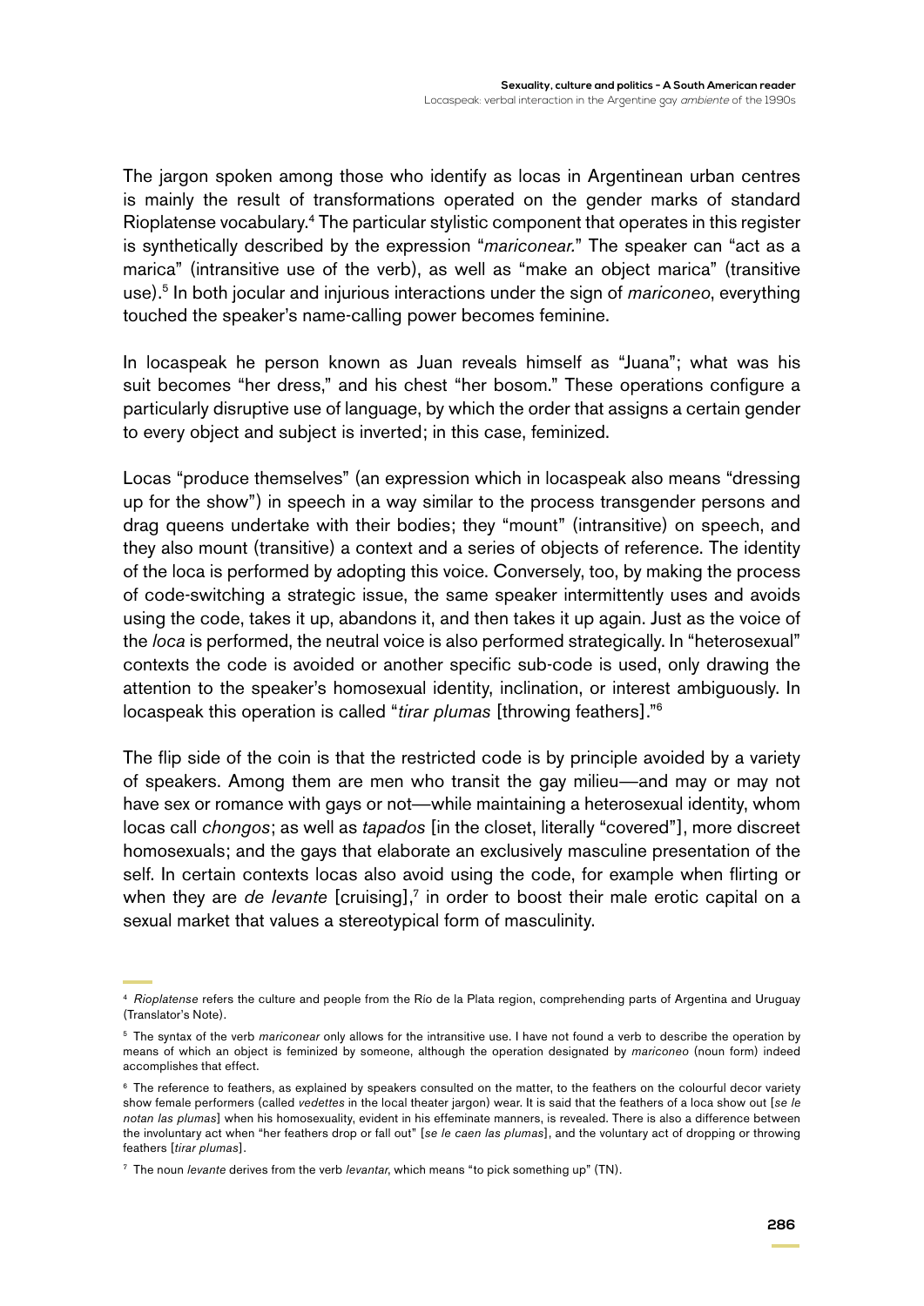The jargon spoken among those who identify as locas in Argentinean urban centres is mainly the result of transformations operated on the gender marks of standard Rioplatense vocabulary.[4] The particular stylistic component that operates in this register is synthetically described by the expression "*mariconear.*" The speaker can "act as a marica" (intransitive use of the verb), as well as "make an object marica" (transitive use).[5] In both jocular and injurious interactions under the sign of *mariconeo*, everything touched the speaker's name-calling power becomes feminine.

In locaspeak he person known as Juan reveals himself as "Juana"; what was his suit becomes "her dress," and his chest "her bosom." These operations configure a particularly disruptive use of language, by which the order that assigns a certain gender to every object and subject is inverted; in this case, feminized.

Locas "produce themselves" (an expression which in locaspeak also means "dressing up for the show") in speech in a way similar to the process transgender persons and drag queens undertake with their bodies; they "mount" (intransitive) on speech, and they also mount (transitive) a context and a series of objects of reference. The identity of the loca is performed by adopting this voice. Conversely, too, by making the process of code-switching a strategic issue, the same speaker intermittently uses and avoids using the code, takes it up, abandons it, and then takes it up again. Just as the voice of the *loca* is performed, the neutral voice is also performed strategically. In "heterosexual" contexts the code is avoided or another specific sub-code is used, only drawing the attention to the speaker's homosexual identity, inclination, or interest ambiguously. In locaspeak this operation is called "*tirar plumas* [throwing feathers]."[6]

The flip side of the coin is that the restricted code is by principle avoided by a variety of speakers. Among them are men who transit the gay milieu—and may or may not have sex or romance with gays or not—while maintaining a heterosexual identity, whom locas call *chongos*; as well as *tapados* [in the closet, literally "covered"], more discreet homosexuals; and the gays that elaborate an exclusively masculine presentation of the self. In certain contexts locas also avoid using the code, for example when flirting or when they are *de levante* [cruising],[7] in order to boost their male erotic capital on a sexual market that values a stereotypical form of masculinity.

---

[4] *Rioplatense* refers the culture and people from the Rio de la Plata region, comprehending parts of Argentina and Uruguay (Translator's Note).

[5] The syntax of the verb *mariconear* only allows for the intransitive use. I have not found a verb to describe the operation by means of which an object is feminized by someone, although the operation designated by *mariconeo* (noun form) indeed accomplishes that effect.

[6] The reference to feathers, as explained by speakers consulted on the matter, to the feathers on the colourful decor variety show female performers (called *vedettes* in the local theater jargon) wear. It is said that the feathers of a loca show out [*se le notan las plumas*] when his homosexuality, evident in his effeminate manners, is revealed. There is also a difference between the involuntary act when "her feathers drop or fall out" [*se le caen las plumas*], and the voluntary act of dropping or throwing feathers [*tirar plumas*].

[7] The noun *levante* derives from the verb *levantar*, which means "to pick something up" (TN).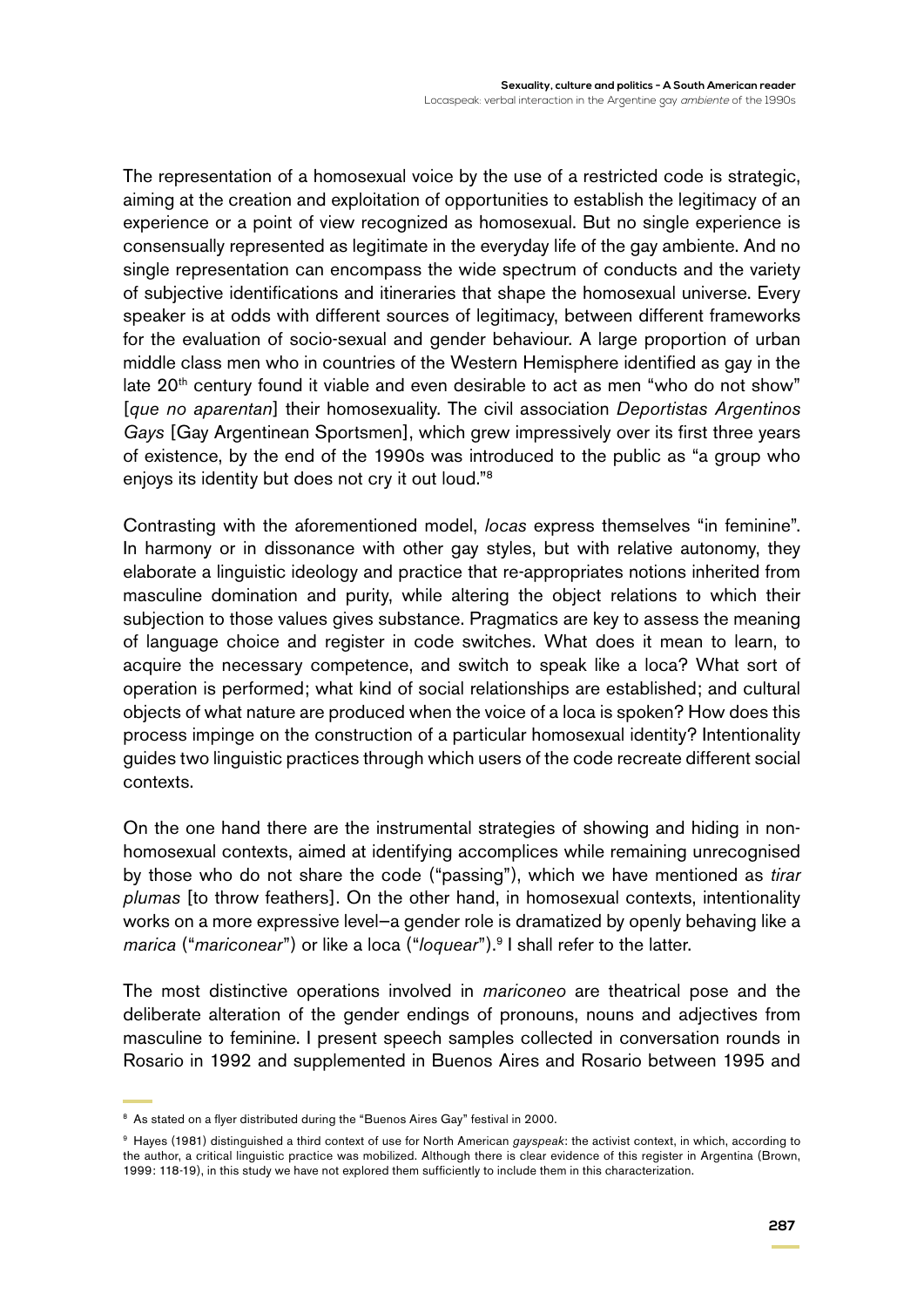The representation of a homosexual voice by the use of a restricted code is strategic, aiming at the creation and exploitation of opportunities to establish the legitimacy of an experience or a point of view recognized as homosexual. But no single experience is consensually represented as legitimate in the everyday life of the gay ambiente. And no single representation can encompass the wide spectrum of conducts and the variety of subjective identifications and itineraries that shape the homosexual universe. Every speaker is at odds with different sources of legitimacy, between different frameworks for the evaluation of socio-sexual and gender behaviour. A large proportion of urban middle class men who in countries of the Western Hemisphere identified as gay in the late 20th century found it viable and even desirable to act as men "who do not show" [*que no aparentan*] their homosexuality. The civil association *Deportistas Argentinos Gays* [Gay Argentinean Sportsmen], which grew impressively over its first three years of existence, by the end of the 1990s was introduced to the public as "a group who enjoys its identity but does not cry it out loud."[8]

Contrasting with the aforementioned model, *locas* express themselves "in feminine". In harmony or in dissonance with other gay styles, but with relative autonomy, they elaborate a linguistic ideology and practice that re-appropriates notions inherited from masculine domination and purity, while altering the object relations to which their subjection to those values gives substance. Pragmatics are key to assess the meaning of language choice and register in code switches. What does it mean to learn, to acquire the necessary competence, and switch to speak like a loca? What sort of operation is performed; what kind of social relationships are established; and cultural objects of what nature are produced when the voice of a loca is spoken? How does this process impinge on the construction of a particular homosexual identity? Intentionality guides two linguistic practices through which users of the code recreate different social contexts.

On the one hand there are the instrumental strategies of showing and hiding in non-homosexual contexts, aimed at identifying accomplices while remaining unrecognised by those who do not share the code ("passing"), which we have mentioned as *tirar plumas* [to throw feathers]. On the other hand, in homosexual contexts, intentionality works on a more expressive level—a gender role is dramatized by openly behaving like a *marica* ("*mariconear*") or like a loca ("*loquear*").[9] I shall refer to the latter.

The most distinctive operations involved in *mariconeo* are theatrical pose and the deliberate alteration of the gender endings of pronouns, nouns and adjectives from masculine to feminine. I present speech samples collected in conversation rounds in Rosario in 1992 and supplemented in Buenos Aires and Rosario between 1995 and

---

[8] As stated on a flyer distributed during the "Buenos Aires Gay" festival in 2000.

[9] Hayes (1981) distinguished a third context of use for North American *gayspeak*: the activist context, in which, according to the author, a critical linguistic practice was mobilized. Although there is clear evidence of this register in Argentina (Brown, 1999: 118-19), in this study we have not explored them sufficiently to include them in this characterization.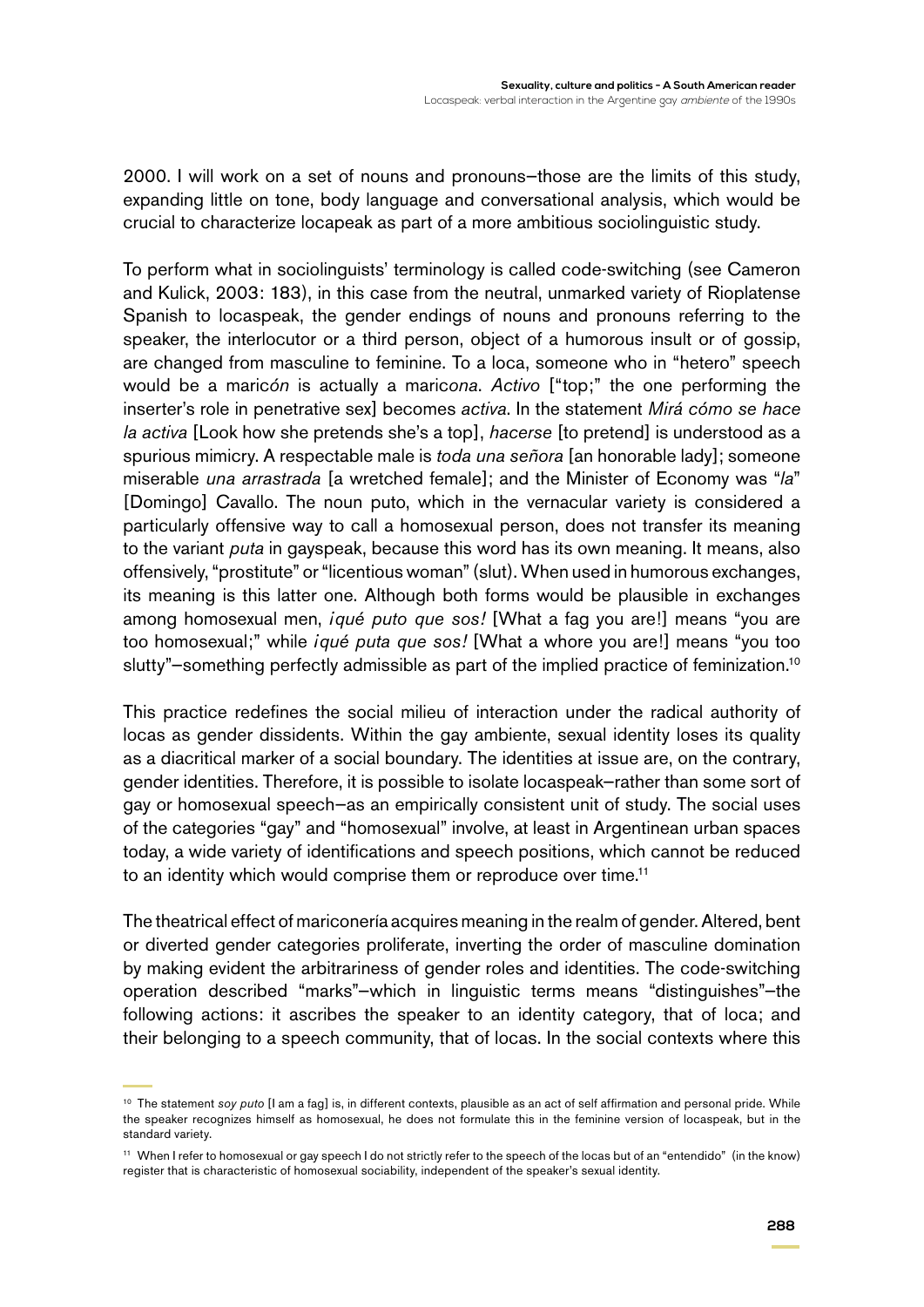2000. I will work on a set of nouns and pronouns–those are the limits of this study, expanding little on tone, body language and conversational analysis, which would be crucial to characterize locapeak as part of a more ambitious sociolinguistic study.

To perform what in sociolinguists' terminology is called code-switching (see Cameron and Kulick, 2003: 183), in this case from the neutral, unmarked variety of Rioplatense Spanish to locaspeak, the gender endings of nouns and pronouns referring to the speaker, the interlocutor or a third person, object of a humorous insult or of gossip, are changed from masculine to feminine. To a loca, someone who in "hetero" speech would be a maric*ón* is actually a maric*ona*. *Activo* ["top;" the one performing the inserter's role in penetrative sex] becomes *activa*. In the statement *Mirá cómo se hace la activa* [Look how she pretends she's a top], *hacerse* [to pretend] is understood as a spurious mimicry. A respectable male is *toda una señora* [an honorable lady]; someone miserable *una arrastrada* [a wretched female]; and the Minister of Economy was "*la*" [Domingo] Cavallo. The noun puto, which in the vernacular variety is considered a particularly offensive way to call a homosexual person, does not transfer its meaning to the variant *puta* in gayspeak, because this word has its own meaning. It means, also offensively, "prostitute" or "licentious woman" (slut). When used in humorous exchanges, its meaning is this latter one. Although both forms would be plausible in exchanges among homosexual men, *¡qué puto que sos!* [What a fag you are!] means "you are too homosexual;" while *¡qué puta que sos!* [What a whore you are!] means "you too slutty"–something perfectly admissible as part of the implied practice of feminization.[10]

This practice redefines the social milieu of interaction under the radical authority of locas as gender dissidents. Within the gay ambiente, sexual identity loses its quality as a diacritical marker of a social boundary. The identities at issue are, on the contrary, gender identities. Therefore, it is possible to isolate locaspeak–rather than some sort of gay or homosexual speech–as an empirically consistent unit of study. The social uses of the categories "gay" and "homosexual" involve, at least in Argentinean urban spaces today, a wide variety of identifications and speech positions, which cannot be reduced to an identity which would comprise them or reproduce over time.[11]

The theatrical effect of mariconería acquires meaning in the realm of gender. Altered, bent or diverted gender categories proliferate, inverting the order of masculine domination by making evident the arbitrariness of gender roles and identities. The code-switching operation described "marks"–which in linguistic terms means "distinguishes"–the following actions: it ascribes the speaker to an identity category, that of loca; and their belonging to a speech community, that of locas. In the social contexts where this

[10] The statement *soy puto* [I am a fag] is, in different contexts, plausible as an act of self affirmation and personal pride. While the speaker recognizes himself as homosexual, he does not formulate this in the feminine version of locaspeak, but in the standard variety.

[11] When I refer to homosexual or gay speech I do not strictly refer to the speech of the locas but of an "entendido" (in the know) register that is characteristic of homosexual sociability, independent of the speaker's sexual identity.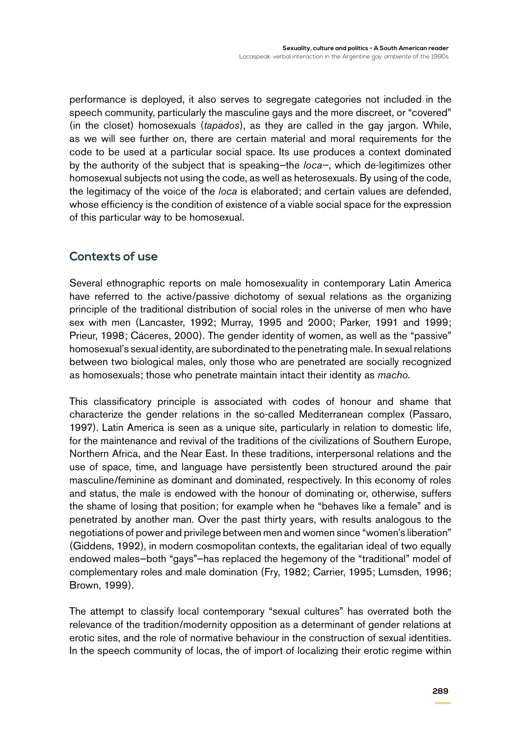performance is deployed, it also serves to segregate categories not included in the speech community, particularly the masculine gays and the more discreet, or "covered" (in the closet) homosexuals (*tapados*), as they are called in the gay jargon. While, as we will see further on, there are certain material and moral requirements for the code to be used at a particular social space. Its use produces a context dominated by the authority of the subject that is speaking–the *loca*–, which de-legitimizes other homosexual subjects not using the code, as well as heterosexuals. By using of the code, the legitimacy of the voice of the *loca* is elaborated; and certain values are defended, whose efficiency is the condition of existence of a viable social space for the expression of this particular way to be homosexual.

## Contexts of use

Several ethnographic reports on male homosexuality in contemporary Latin America have referred to the active/passive dichotomy of sexual relations as the organizing principle of the traditional distribution of social roles in the universe of men who have sex with men (Lancaster, 1992; Murray, 1995 and 2000; Parker, 1991 and 1999; Prieur, 1998; Cáceres, 2000). The gender identity of women, as well as the "passive" homosexual's sexual identity, are subordinated to the penetrating male. In sexual relations between two biological males, only those who are penetrated are socially recognized as homosexuals; those who penetrate maintain intact their identity as *macho*.

This classificatory principle is associated with codes of honour and shame that characterize the gender relations in the so-called Mediterranean complex (Passaro, 1997). Latin America is seen as a unique site, particularly in relation to domestic life, for the maintenance and revival of the traditions of the civilizations of Southern Europe, Northern Africa, and the Near East. In these traditions, interpersonal relations and the use of space, time, and language have persistently been structured around the pair masculine/feminine as dominant and dominated, respectively. In this economy of roles and status, the male is endowed with the honour of dominating or, otherwise, suffers the shame of losing that position; for example when he "behaves like a female" and is penetrated by another man. Over the past thirty years, with results analogous to the negotiations of power and privilege between men and women since "women's liberation" (Giddens, 1992), in modern cosmopolitan contexts, the egalitarian ideal of two equally endowed males–both "gays"–has replaced the hegemony of the "traditional" model of complementary roles and male domination (Fry, 1982; Carrier, 1995; Lumsden, 1996; Brown, 1999).

The attempt to classify local contemporary "sexual cultures" has overrated both the relevance of the tradition/modernity opposition as a determinant of gender relations at erotic sites, and the role of normative behaviour in the construction of sexual identities. In the speech community of locas, the of import of localizing their erotic regime within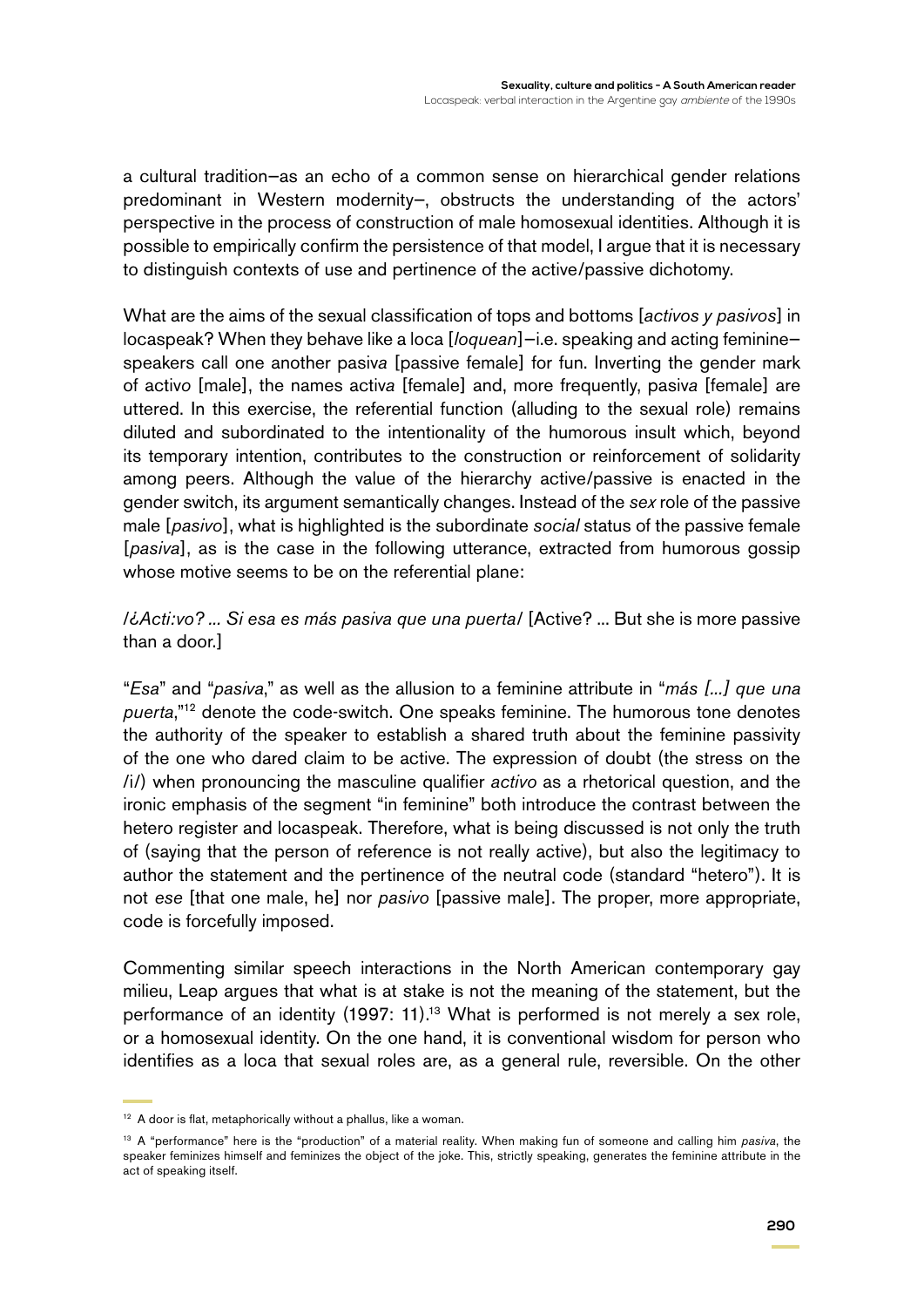a cultural tradition–as an echo of a common sense on hierarchical gender relations predominant in Western modernity–, obstructs the understanding of the actors' perspective in the process of construction of male homosexual identities. Although it is possible to empirically confirm the persistence of that model, I argue that it is necessary to distinguish contexts of use and pertinence of the active/passive dichotomy.

What are the aims of the sexual classification of tops and bottoms [*activos y pasivos*] in locaspeak? When they behave like a loca [*loquean*]–i.e. speaking and acting feminine–speakers call one another pasiv*a* [passive female] for fun. Inverting the gender mark of activ*o* [male], the names activ*a* [female] and, more frequently, pasiv*a* [female] are uttered. In this exercise, the referential function (alluding to the sexual role) remains diluted and subordinated to the intentionality of the humorous insult which, beyond its temporary intention, contributes to the construction or reinforcement of solidarity among peers. Although the value of the hierarchy active/passive is enacted in the gender switch, its argument semantically changes. Instead of the *sex* role of the passive male [*pasivo*], what is highlighted is the subordinate *social* status of the passive female [*pasiva*], as is the case in the following utterance, extracted from humorous gossip whose motive seems to be on the referential plane:

/*¿Acti:vo? ... Si esa es más pasiva que una puerta*/ [Active? ... But she is more passive than a door.]

"*Esa*" and "*pasiva*," as well as the allusion to a feminine attribute in "*más [...] que una puerta*,"[12] denote the code-switch. One speaks feminine. The humorous tone denotes the authority of the speaker to establish a shared truth about the feminine passivity of the one who dared claim to be active. The expression of doubt (the stress on the /i/) when pronouncing the masculine qualifier *activo* as a rhetorical question, and the ironic emphasis of the segment "in feminine" both introduce the contrast between the hetero register and locaspeak. Therefore, what is being discussed is not only the truth of (saying that the person of reference is not really active), but also the legitimacy to author the statement and the pertinence of the neutral code (standard "hetero"). It is not *ese* [that one male, he] nor *pasivo* [passive male]. The proper, more appropriate, code is forcefully imposed.

Commenting similar speech interactions in the North American contemporary gay milieu, Leap argues that what is at stake is not the meaning of the statement, but the performance of an identity (1997: 11).[13] What is performed is not merely a sex role, or a homosexual identity. On the one hand, it is conventional wisdom for person who identifies as a loca that sexual roles are, as a general rule, reversible. On the other

---

[12] A door is flat, metaphorically without a phallus, like a woman.

[13] A "performance" here is the "production" of a material reality. When making fun of someone and calling him *pasiva*, the speaker feminizes himself and feminizes the object of the joke. This, strictly speaking, generates the feminine attribute in the act of speaking itself.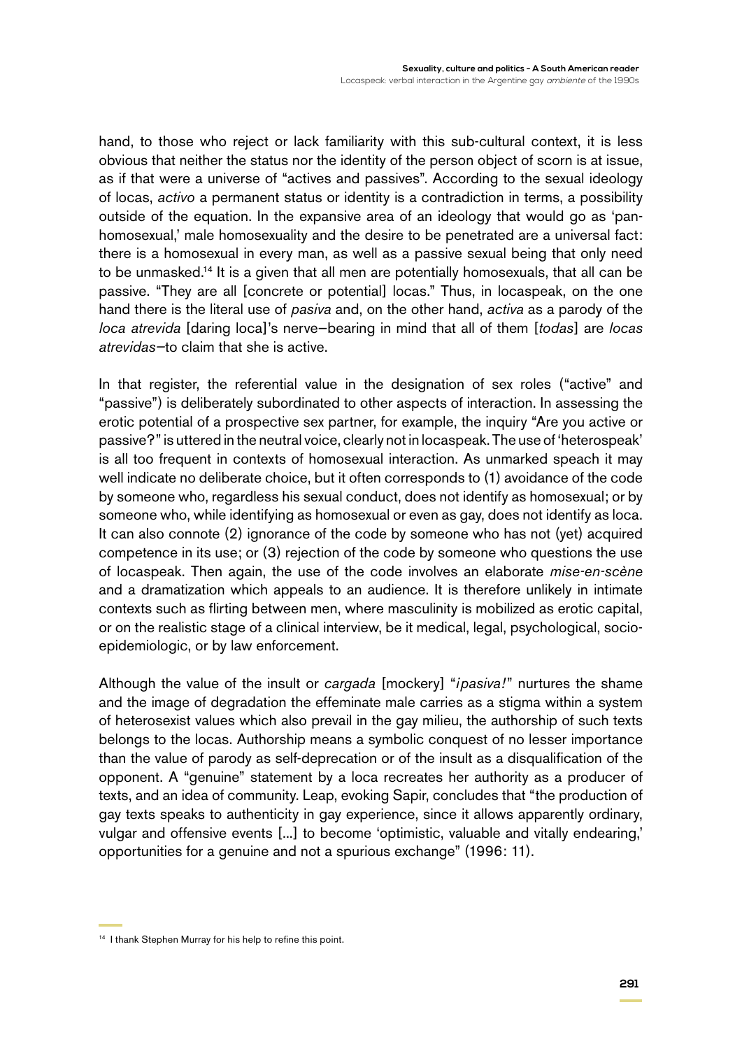hand, to those who reject or lack familiarity with this sub-cultural context, it is less obvious that neither the status nor the identity of the person object of scorn is at issue, as if that were a universe of "actives and passives". According to the sexual ideology of locas, *activo* a permanent status or identity is a contradiction in terms, a possibility outside of the equation. In the expansive area of an ideology that would go as 'pan-homosexual,' male homosexuality and the desire to be penetrated are a universal fact: there is a homosexual in every man, as well as a passive sexual being that only need to be unmasked.[14] It is a given that all men are potentially homosexuals, that all can be passive. "They are all [concrete or potential] locas." Thus, in locaspeak, on the one hand there is the literal use of *pasiva* and, on the other hand, *activa* as a parody of the *loca atrevida* [daring loca]'s nerve–bearing in mind that all of them [*todas*] are *locas atrevidas*–to claim that she is active.

In that register, the referential value in the designation of sex roles ("active" and "passive") is deliberately subordinated to other aspects of interaction. In assessing the erotic potential of a prospective sex partner, for example, the inquiry "Are you active or passive?" is uttered in the neutral voice, clearly not in locaspeak. The use of 'heterospeak' is all too frequent in contexts of homosexual interaction. As unmarked speach it may well indicate no deliberate choice, but it often corresponds to (1) avoidance of the code by someone who, regardless his sexual conduct, does not identify as homosexual; or by someone who, while identifying as homosexual or even as gay, does not identify as loca. It can also connote (2) ignorance of the code by someone who has not (yet) acquired competence in its use; or (3) rejection of the code by someone who questions the use of locaspeak. Then again, the use of the code involves an elaborate *mise-en-scène* and a dramatization which appeals to an audience. It is therefore unlikely in intimate contexts such as flirting between men, where masculinity is mobilized as erotic capital, or on the realistic stage of a clinical interview, be it medical, legal, psychological, socio-epidemiologic, or by law enforcement.

Although the value of the insult or *cargada* [mockery] "*¡pasiva!*" nurtures the shame and the image of degradation the effeminate male carries as a stigma within a system of heterosexist values which also prevail in the gay milieu, the authorship of such texts belongs to the locas. Authorship means a symbolic conquest of no lesser importance than the value of parody as self-deprecation or of the insult as a disqualification of the opponent. A "genuine" statement by a loca recreates her authority as a producer of texts, and an idea of community. Leap, evoking Sapir, concludes that "the production of gay texts speaks to authenticity in gay experience, since it allows apparently ordinary, vulgar and offensive events [...] to become 'optimistic, valuable and vitally endearing,' opportunities for a genuine and not a spurious exchange" (1996: 11).

---

[14] I thank Stephen Murray for his help to refine this point.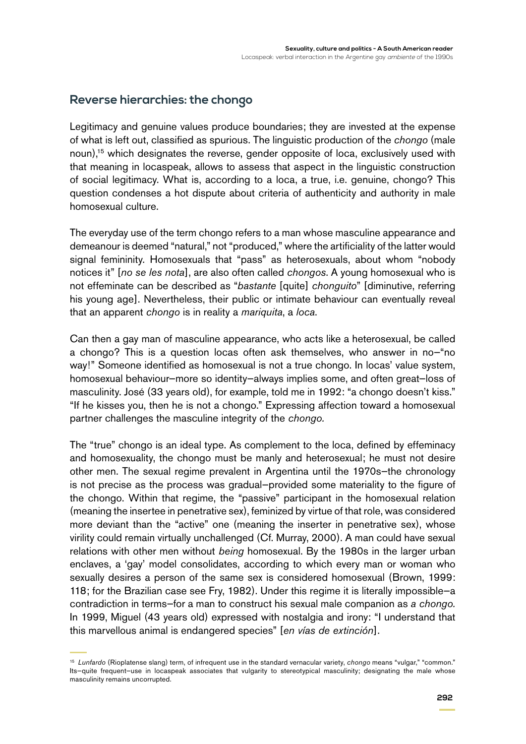## Reverse hierarchies: the chongo

Legitimacy and genuine values produce boundaries; they are invested at the expense of what is left out, classified as spurious. The linguistic production of the *chongo* (male noun),[15] which designates the reverse, gender opposite of loca, exclusively used with that meaning in locaspeak, allows to assess that aspect in the linguistic construction of social legitimacy. What is, according to a loca, a true, i.e. genuine, chongo? This question condenses a hot dispute about criteria of authenticity and authority in male homosexual culture.

The everyday use of the term chongo refers to a man whose masculine appearance and demeanour is deemed "natural," not "produced," where the artificiality of the latter would signal femininity. Homosexuals that "pass" as heterosexuals, about whom "nobody notices it" [*no se les nota*], are also often called *chongos*. A young homosexual who is not effeminate can be described as "*bastante* [quite] *chonguito*" [diminutive, referring his young age]. Nevertheless, their public or intimate behaviour can eventually reveal that an apparent *chongo* is in reality a *mariquita*, a *loca*.

Can then a gay man of masculine appearance, who acts like a heterosexual, be called a chongo? This is a question locas often ask themselves, who answer in no–"no way!" Someone identified as homosexual is not a true chongo. In locas' value system, homosexual behaviour–more so identity–always implies some, and often great–loss of masculinity. José (33 years old), for example, told me in 1992: "a chongo doesn't kiss." "If he kisses you, then he is not a chongo." Expressing affection toward a homosexual partner challenges the masculine integrity of the *chongo.*

The "true" chongo is an ideal type. As complement to the loca, defined by effeminacy and homosexuality, the chongo must be manly and heterosexual; he must not desire other men. The sexual regime prevalent in Argentina until the 1970s–the chronology is not precise as the process was gradual–provided some materiality to the figure of the chongo. Within that regime, the "passive" participant in the homosexual relation (meaning the insertee in penetrative sex), feminized by virtue of that role, was considered more deviant than the "active" one (meaning the inserter in penetrative sex), whose virility could remain virtually unchallenged (Cf. Murray, 2000). A man could have sexual relations with other men without *being* homosexual. By the 1980s in the larger urban enclaves, a 'gay' model consolidates, according to which every man or woman who sexually desires a person of the same sex is considered homosexual (Brown, 1999: 118; for the Brazilian case see Fry, 1982). Under this regime it is literally impossible–a contradiction in terms–for a man to construct his sexual male companion as *a chongo.* In 1999, Miguel (43 years old) expressed with nostalgia and irony: "I understand that this marvellous animal is endangered species" [*en vías de extinción*].

---

[15] *Lunfardo* (Rioplatense slang) term, of infrequent use in the standard vernacular variety, *chongo* means "vulgar," "common." Its–quite frequent–use in locaspeak associates that vulgarity to stereotypical masculinity; designating the male whose masculinity remains uncorrupted.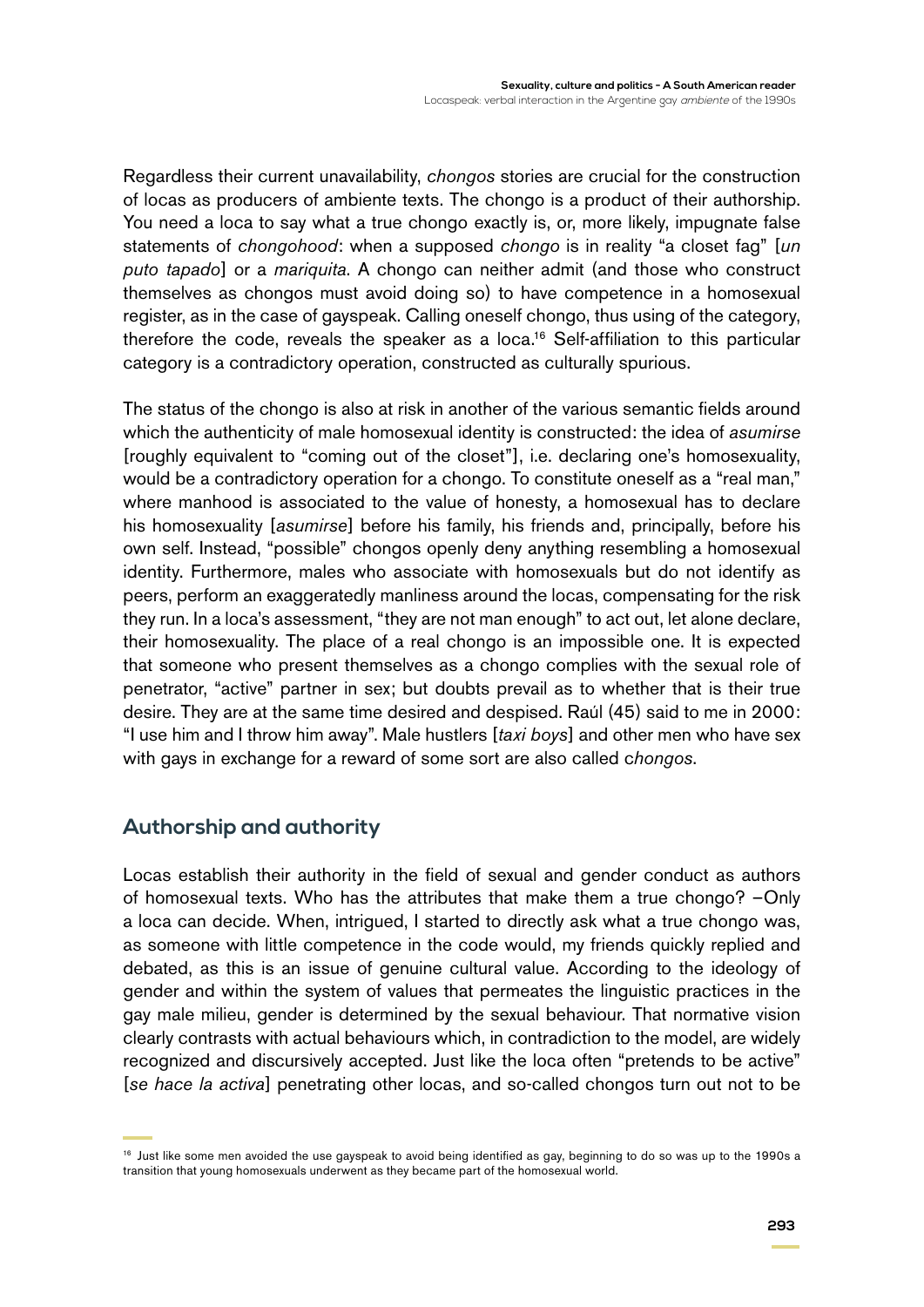Regardless their current unavailability, *chongos* stories are crucial for the construction of locas as producers of ambiente texts. The chongo is a product of their authorship. You need a loca to say what a true chongo exactly is, or, more likely, impugnate false statements of *chongohood*: when a supposed *chongo* is in reality "a closet fag" [*un puto tapado*] or a *mariquita*. A chongo can neither admit (and those who construct themselves as chongos must avoid doing so) to have competence in a homosexual register, as in the case of gayspeak. Calling oneself chongo, thus using of the category, therefore the code, reveals the speaker as a loca.[16] Self-affiliation to this particular category is a contradictory operation, constructed as culturally spurious.

The status of the chongo is also at risk in another of the various semantic fields around which the authenticity of male homosexual identity is constructed: the idea of *asumirse* [roughly equivalent to "coming out of the closet"], i.e. declaring one's homosexuality, would be a contradictory operation for a chongo. To constitute oneself as a "real man," where manhood is associated to the value of honesty, a homosexual has to declare his homosexuality [*asumirse*] before his family, his friends and, principally, before his own self. Instead, "possible" chongos openly deny anything resembling a homosexual identity. Furthermore, males who associate with homosexuals but do not identify as peers, perform an exaggeratedly manliness around the locas, compensating for the risk they run. In a loca's assessment, "they are not man enough" to act out, let alone declare, their homosexuality. The place of a real chongo is an impossible one. It is expected that someone who present themselves as a chongo complies with the sexual role of penetrator, "active" partner in sex; but doubts prevail as to whether that is their true desire. They are at the same time desired and despised. Raúl (45) said to me in 2000: "I use him and I throw him away". Male hustlers [*taxi boys*] and other men who have sex with gays in exchange for a reward of some sort are also called c*hongos*.

## Authorship and authority

Locas establish their authority in the field of sexual and gender conduct as authors of homosexual texts. Who has the attributes that make them a true chongo? –Only a loca can decide. When, intrigued, I started to directly ask what a true chongo was, as someone with little competence in the code would, my friends quickly replied and debated, as this is an issue of genuine cultural value. According to the ideology of gender and within the system of values that permeates the linguistic practices in the gay male milieu, gender is determined by the sexual behaviour. That normative vision clearly contrasts with actual behaviours which, in contradiction to the model, are widely recognized and discursively accepted. Just like the loca often "pretends to be active" [*se hace la activa*] penetrating other locas, and so-called chongos turn out not to be

[16] Just like some men avoided the use gayspeak to avoid being identified as gay, beginning to do so was up to the 1990s a transition that young homosexuals underwent as they became part of the homosexual world.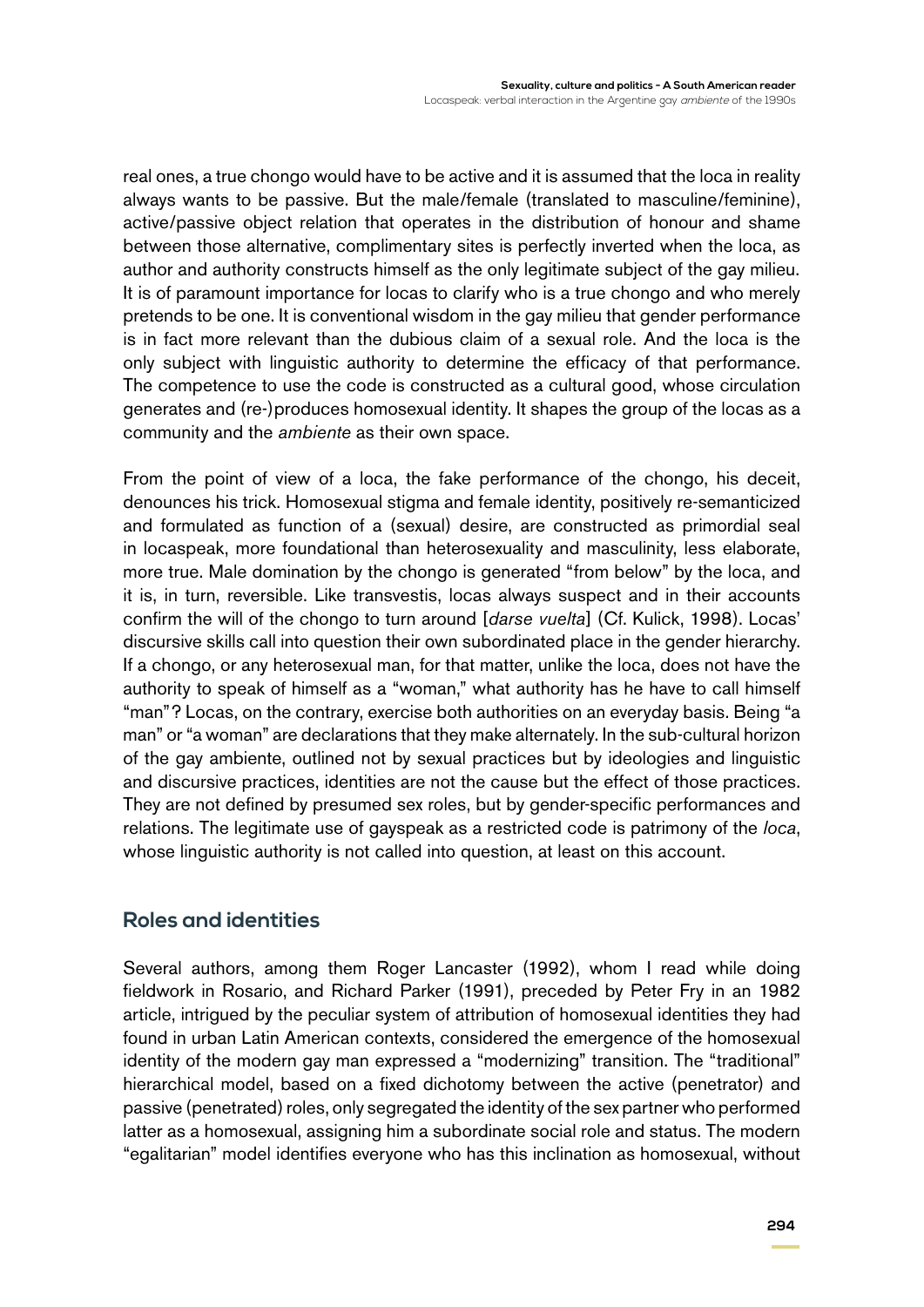real ones, a true chongo would have to be active and it is assumed that the loca in reality always wants to be passive. But the male/female (translated to masculine/feminine), active/passive object relation that operates in the distribution of honour and shame between those alternative, complimentary sites is perfectly inverted when the loca, as author and authority constructs himself as the only legitimate subject of the gay milieu. It is of paramount importance for locas to clarify who is a true chongo and who merely pretends to be one. It is conventional wisdom in the gay milieu that gender performance is in fact more relevant than the dubious claim of a sexual role. And the loca is the only subject with linguistic authority to determine the efficacy of that performance. The competence to use the code is constructed as a cultural good, whose circulation generates and (re-)produces homosexual identity. It shapes the group of the locas as a community and the *ambiente* as their own space.

From the point of view of a loca, the fake performance of the chongo, his deceit, denounces his trick. Homosexual stigma and female identity, positively re-semanticized and formulated as function of a (sexual) desire, are constructed as primordial seal in locaspeak, more foundational than heterosexuality and masculinity, less elaborate, more true. Male domination by the chongo is generated "from below" by the loca, and it is, in turn, reversible. Like transvestis, locas always suspect and in their accounts confirm the will of the chongo to turn around [*darse vuelta*] (Cf. Kulick, 1998). Locas' discursive skills call into question their own subordinated place in the gender hierarchy. If a chongo, or any heterosexual man, for that matter, unlike the loca, does not have the authority to speak of himself as a "woman," what authority has he have to call himself "man"? Locas, on the contrary, exercise both authorities on an everyday basis. Being "a man" or "a woman" are declarations that they make alternately. In the sub-cultural horizon of the gay ambiente, outlined not by sexual practices but by ideologies and linguistic and discursive practices, identities are not the cause but the effect of those practices. They are not defined by presumed sex roles, but by gender-specific performances and relations. The legitimate use of gayspeak as a restricted code is patrimony of the *loca*, whose linguistic authority is not called into question, at least on this account.

## Roles and identities

Several authors, among them Roger Lancaster (1992), whom I read while doing fieldwork in Rosario, and Richard Parker (1991), preceded by Peter Fry in an 1982 article, intrigued by the peculiar system of attribution of homosexual identities they had found in urban Latin American contexts, considered the emergence of the homosexual identity of the modern gay man expressed a "modernizing" transition. The "traditional" hierarchical model, based on a fixed dichotomy between the active (penetrator) and passive (penetrated) roles, only segregated the identity of the sex partner who performed latter as a homosexual, assigning him a subordinate social role and status. The modern "egalitarian" model identifies everyone who has this inclination as homosexual, without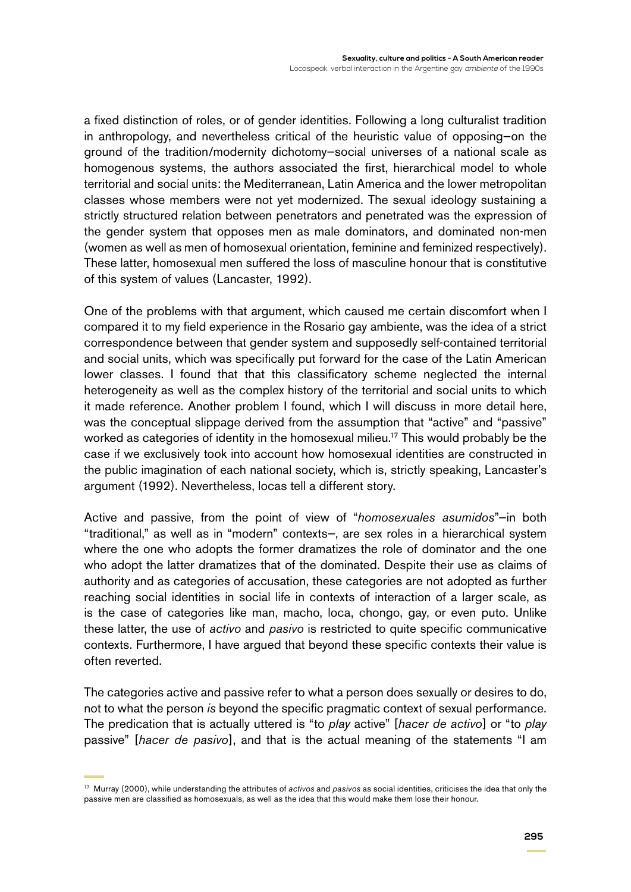a fixed distinction of roles, or of gender identities. Following a long culturalist tradition in anthropology, and nevertheless critical of the heuristic value of opposing–on the ground of the tradition/modernity dichotomy–social universes of a national scale as homogenous systems, the authors associated the first, hierarchical model to whole territorial and social units: the Mediterranean, Latin America and the lower metropolitan classes whose members were not yet modernized. The sexual ideology sustaining a strictly structured relation between penetrators and penetrated was the expression of the gender system that opposes men as male dominators, and dominated non-men (women as well as men of homosexual orientation, feminine and feminized respectively). These latter, homosexual men suffered the loss of masculine honour that is constitutive of this system of values (Lancaster, 1992).

One of the problems with that argument, which caused me certain discomfort when I compared it to my field experience in the Rosario gay ambiente, was the idea of a strict correspondence between that gender system and supposedly self-contained territorial and social units, which was specifically put forward for the case of the Latin American lower classes. I found that that this classificatory scheme neglected the internal heterogeneity as well as the complex history of the territorial and social units to which it made reference. Another problem I found, which I will discuss in more detail here, was the conceptual slippage derived from the assumption that "active" and "passive" worked as categories of identity in the homosexual milieu.[17] This would probably be the case if we exclusively took into account how homosexual identities are constructed in the public imagination of each national society, which is, strictly speaking, Lancaster's argument (1992). Nevertheless, locas tell a different story.

Active and passive, from the point of view of "*homosexuales asumidos*"–in both "traditional," as well as in "modern" contexts–, are sex roles in a hierarchical system where the one who adopts the former dramatizes the role of dominator and the one who adopt the latter dramatizes that of the dominated. Despite their use as claims of authority and as categories of accusation, these categories are not adopted as further reaching social identities in social life in contexts of interaction of a larger scale, as is the case of categories like man, macho, loca, chongo, gay, or even puto. Unlike these latter, the use of *activo* and *pasivo* is restricted to quite specific communicative contexts. Furthermore, I have argued that beyond these specific contexts their value is often reverted.

The categories active and passive refer to what a person does sexually or desires to do, not to what the person *is* beyond the specific pragmatic context of sexual performance. The predication that is actually uttered is "to *play* active" [*hacer de activo*] or "to *play* passive" [*hacer de pasivo*], and that is the actual meaning of the statements "I am

[17] Murray (2000), while understanding the attributes of *activos* and *pasivos* as social identities, criticises the idea that only the passive men are classified as homosexuals, as well as the idea that this would make them lose their honour.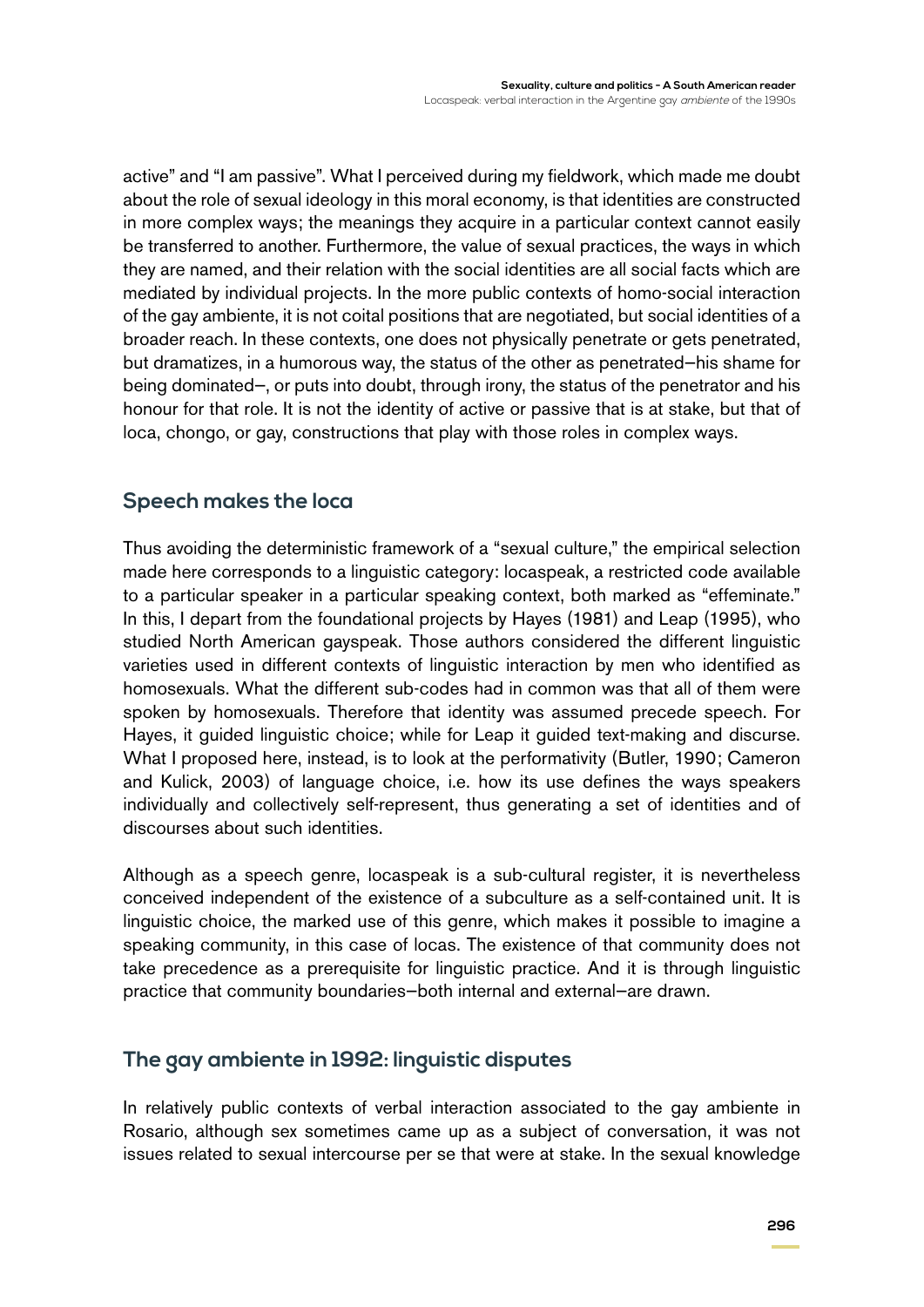active" and "I am passive". What I perceived during my fieldwork, which made me doubt about the role of sexual ideology in this moral economy, is that identities are constructed in more complex ways; the meanings they acquire in a particular context cannot easily be transferred to another. Furthermore, the value of sexual practices, the ways in which they are named, and their relation with the social identities are all social facts which are mediated by individual projects. In the more public contexts of homo-social interaction of the gay ambiente, it is not coital positions that are negotiated, but social identities of a broader reach. In these contexts, one does not physically penetrate or gets penetrated, but dramatizes, in a humorous way, the status of the other as penetrated–his shame for being dominated–, or puts into doubt, through irony, the status of the penetrator and his honour for that role. It is not the identity of active or passive that is at stake, but that of loca, chongo, or gay, constructions that play with those roles in complex ways.

## Speech makes the loca

Thus avoiding the deterministic framework of a "sexual culture," the empirical selection made here corresponds to a linguistic category: locaspeak, a restricted code available to a particular speaker in a particular speaking context, both marked as "effeminate." In this, I depart from the foundational projects by Hayes (1981) and Leap (1995), who studied North American gayspeak. Those authors considered the different linguistic varieties used in different contexts of linguistic interaction by men who identified as homosexuals. What the different sub-codes had in common was that all of them were spoken by homosexuals. Therefore that identity was assumed precede speech. For Hayes, it guided linguistic choice; while for Leap it guided text-making and discurse. What I proposed here, instead, is to look at the performativity (Butler, 1990; Cameron and Kulick, 2003) of language choice, i.e. how its use defines the ways speakers individually and collectively self-represent, thus generating a set of identities and of discourses about such identities.

Although as a speech genre, locaspeak is a sub-cultural register, it is nevertheless conceived independent of the existence of a subculture as a self-contained unit. It is linguistic choice, the marked use of this genre, which makes it possible to imagine a speaking community, in this case of locas. The existence of that community does not take precedence as a prerequisite for linguistic practice. And it is through linguistic practice that community boundaries–both internal and external–are drawn.

## The gay ambiente in 1992: linguistic disputes

In relatively public contexts of verbal interaction associated to the gay ambiente in Rosario, although sex sometimes came up as a subject of conversation, it was not issues related to sexual intercourse per se that were at stake. In the sexual knowledge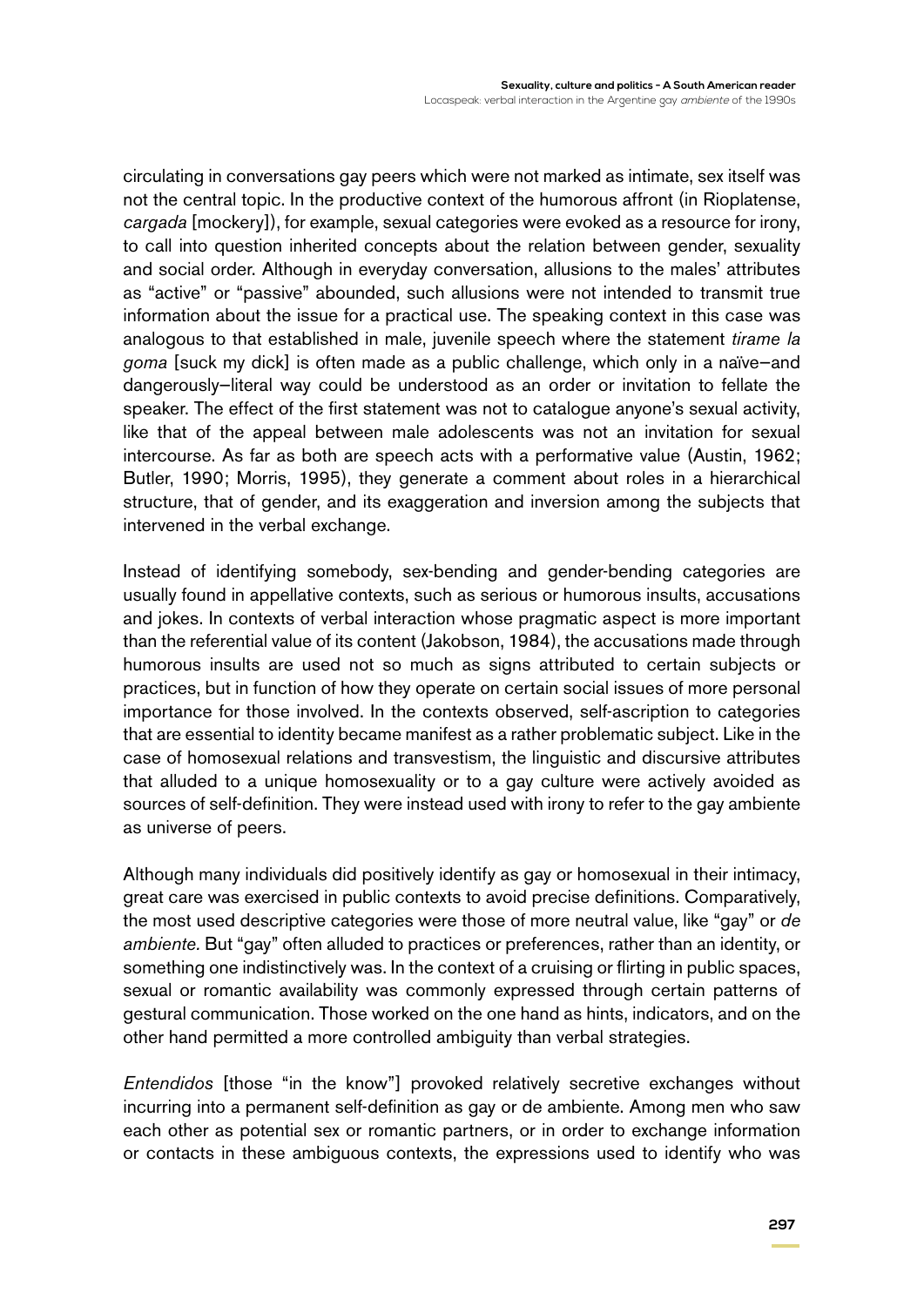circulating in conversations gay peers which were not marked as intimate, sex itself was not the central topic. In the productive context of the humorous affront (in Rioplatense, *cargada* [mockery]), for example, sexual categories were evoked as a resource for irony, to call into question inherited concepts about the relation between gender, sexuality and social order. Although in everyday conversation, allusions to the males' attributes as "active" or "passive" abounded, such allusions were not intended to transmit true information about the issue for a practical use. The speaking context in this case was analogous to that established in male, juvenile speech where the statement *tirame la goma* [suck my dick] is often made as a public challenge, which only in a naïve–and dangerously–literal way could be understood as an order or invitation to fellate the speaker. The effect of the first statement was not to catalogue anyone's sexual activity, like that of the appeal between male adolescents was not an invitation for sexual intercourse. As far as both are speech acts with a performative value (Austin, 1962; Butler, 1990; Morris, 1995), they generate a comment about roles in a hierarchical structure, that of gender, and its exaggeration and inversion among the subjects that intervened in the verbal exchange.

Instead of identifying somebody, sex-bending and gender-bending categories are usually found in appellative contexts, such as serious or humorous insults, accusations and jokes. In contexts of verbal interaction whose pragmatic aspect is more important than the referential value of its content (Jakobson, 1984), the accusations made through humorous insults are used not so much as signs attributed to certain subjects or practices, but in function of how they operate on certain social issues of more personal importance for those involved. In the contexts observed, self-ascription to categories that are essential to identity became manifest as a rather problematic subject. Like in the case of homosexual relations and transvestism, the linguistic and discursive attributes that alluded to a unique homosexuality or to a gay culture were actively avoided as sources of self-definition. They were instead used with irony to refer to the gay ambiente as universe of peers.

Although many individuals did positively identify as gay or homosexual in their intimacy, great care was exercised in public contexts to avoid precise definitions. Comparatively, the most used descriptive categories were those of more neutral value, like "gay" or *de ambiente.* But "gay" often alluded to practices or preferences, rather than an identity, or something one indistinctively was. In the context of a cruising or flirting in public spaces, sexual or romantic availability was commonly expressed through certain patterns of gestural communication. Those worked on the one hand as hints, indicators, and on the other hand permitted a more controlled ambiguity than verbal strategies.

*Entendidos* [those "in the know"] provoked relatively secretive exchanges without incurring into a permanent self-definition as gay or de ambiente. Among men who saw each other as potential sex or romantic partners, or in order to exchange information or contacts in these ambiguous contexts, the expressions used to identify who was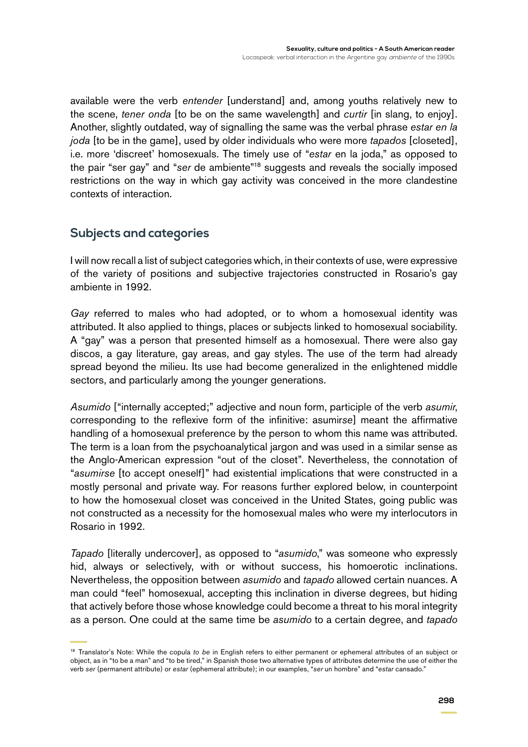available were the verb *entender* [understand] and, among youths relatively new to the scene, *tener onda* [to be on the same wavelength] and *curtir* [in slang, to enjoy]. Another, slightly outdated, way of signalling the same was the verbal phrase *estar en la joda* [to be in the game], used by older individuals who were more *tapados* [closeted], i.e. more 'discreet' homosexuals. The timely use of "*estar* en la joda," as opposed to the pair "ser gay" and "*ser* de ambiente"[18] suggests and reveals the socially imposed restrictions on the way in which gay activity was conceived in the more clandestine contexts of interaction.

## Subjects and categories

I will now recall a list of subject categories which, in their contexts of use, were expressive of the variety of positions and subjective trajectories constructed in Rosario's gay ambiente in 1992.

*Gay* referred to males who had adopted, or to whom a homosexual identity was attributed. It also applied to things, places or subjects linked to homosexual sociability. A "gay" was a person that presented himself as a homosexual. There were also gay discos, a gay literature, gay areas, and gay styles. The use of the term had already spread beyond the milieu. Its use had become generalized in the enlightened middle sectors, and particularly among the younger generations.

*Asumido* ["internally accepted;" adjective and noun form, participle of the verb *asumir*, corresponding to the reflexive form of the infinitive: asumir*se*] meant the affirmative handling of a homosexual preference by the person to whom this name was attributed. The term is a loan from the psychoanalytical jargon and was used in a similar sense as the Anglo-American expression "out of the closet". Nevertheless, the connotation of "*asumirse* [to accept oneself]" had existential implications that were constructed in a mostly personal and private way. For reasons further explored below, in counterpoint to how the homosexual closet was conceived in the United States, going public was not constructed as a necessity for the homosexual males who were my interlocutors in Rosario in 1992.

*Tapado* [literally undercover], as opposed to "*asumido*," was someone who expressly hid, always or selectively, with or without success, his homoerotic inclinations. Nevertheless, the opposition between *asumido* and *tapado* allowed certain nuances. A man could "feel" homosexual, accepting this inclination in diverse degrees, but hiding that actively before those whose knowledge could become a threat to his moral integrity as a person. One could at the same time be *asumido* to a certain degree, and *tapado*

---

[18] Translator's Note: While the copula *to be* in English refers to either permanent or ephemeral attributes of an subject or object, as in "to be a man" and "to be tired," in Spanish those two alternative types of attributes determine the use of either the verb *ser* (permanent attribute) or *estar* (ephemeral attribute); in our examples, "*ser* un hombre" and "*estar* cansado."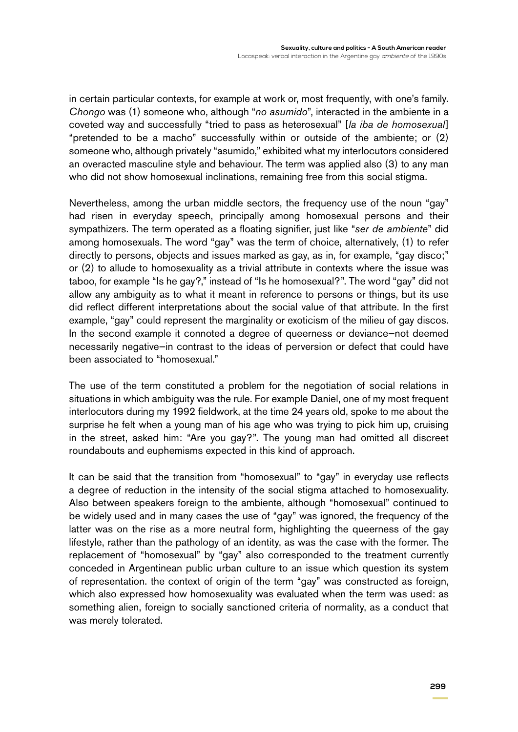in certain particular contexts, for example at work or, most frequently, with one's family. *Chongo* was (1) someone who, although "*no asumido*", interacted in the ambiente in a coveted way and successfully "tried to pass as heterosexual" [*la iba de homosexual*] "pretended to be a macho" successfully within or outside of the ambiente; or (2) someone who, although privately "asumido," exhibited what my interlocutors considered an overacted masculine style and behaviour. The term was applied also (3) to any man who did not show homosexual inclinations, remaining free from this social stigma.

Nevertheless, among the urban middle sectors, the frequency use of the noun "gay" had risen in everyday speech, principally among homosexual persons and their sympathizers. The term operated as a floating signifier, just like "*ser de ambiente*" did among homosexuals. The word "gay" was the term of choice, alternatively, (1) to refer directly to persons, objects and issues marked as gay, as in, for example, "gay disco;" or (2) to allude to homosexuality as a trivial attribute in contexts where the issue was taboo, for example "Is he gay?," instead of "Is he homosexual?". The word "gay" did not allow any ambiguity as to what it meant in reference to persons or things, but its use did reflect different interpretations about the social value of that attribute. In the first example, "gay" could represent the marginality or exoticism of the milieu of gay discos. In the second example it connoted a degree of queerness or deviance—not deemed necessarily negative—in contrast to the ideas of perversion or defect that could have been associated to "homosexual."

The use of the term constituted a problem for the negotiation of social relations in situations in which ambiguity was the rule. For example Daniel, one of my most frequent interlocutors during my 1992 fieldwork, at the time 24 years old, spoke to me about the surprise he felt when a young man of his age who was trying to pick him up, cruising in the street, asked him: "Are you gay?". The young man had omitted all discreet roundabouts and euphemisms expected in this kind of approach.

It can be said that the transition from "homosexual" to "gay" in everyday use reflects a degree of reduction in the intensity of the social stigma attached to homosexuality. Also between speakers foreign to the ambiente, although "homosexual" continued to be widely used and in many cases the use of "gay" was ignored, the frequency of the latter was on the rise as a more neutral form, highlighting the queerness of the gay lifestyle, rather than the pathology of an identity, as was the case with the former. The replacement of "homosexual" by "gay" also corresponded to the treatment currently conceded in Argentinean public urban culture to an issue which question its system of representation. the context of origin of the term "gay" was constructed as foreign, which also expressed how homosexuality was evaluated when the term was used: as something alien, foreign to socially sanctioned criteria of normality, as a conduct that was merely tolerated.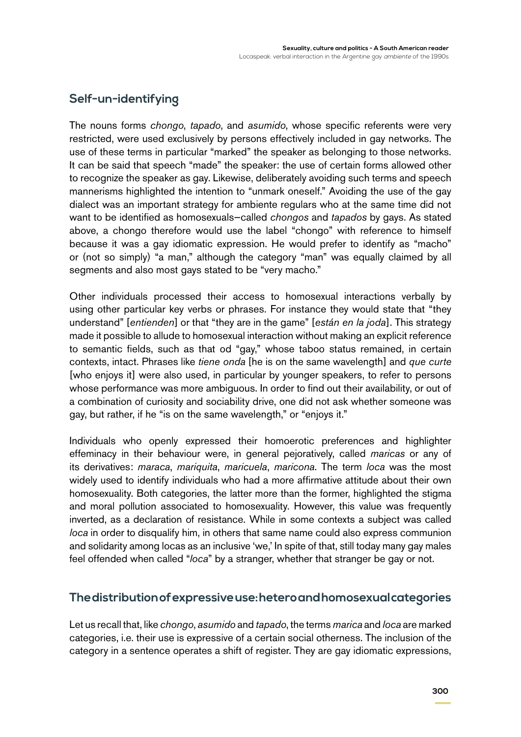## Self-un-identifying

The nouns forms *chongo*, *tapado*, and *asumido*, whose specific referents were very restricted, were used exclusively by persons effectively included in gay networks. The use of these terms in particular "marked" the speaker as belonging to those networks. It can be said that speech "made" the speaker: the use of certain forms allowed other to recognize the speaker as gay. Likewise, deliberately avoiding such terms and speech mannerisms highlighted the intention to "unmark oneself." Avoiding the use of the gay dialect was an important strategy for ambiente regulars who at the same time did not want to be identified as homosexuals–called *chongos* and *tapados* by gays. As stated above, a chongo therefore would use the label "chongo" with reference to himself because it was a gay idiomatic expression. He would prefer to identify as "macho" or (not so simply) "a man," although the category "man" was equally claimed by all segments and also most gays stated to be "very macho."

Other individuals processed their access to homosexual interactions verbally by using other particular key verbs or phrases. For instance they would state that "they understand" [*entienden*] or that "they are in the game" [*están en la joda*]. This strategy made it possible to allude to homosexual interaction without making an explicit reference to semantic fields, such as that od "gay," whose taboo status remained, in certain contexts, intact. Phrases like *tiene onda* [he is on the same wavelength] and *que curte* [who enjoys it] were also used, in particular by younger speakers, to refer to persons whose performance was more ambiguous. In order to find out their availability, or out of a combination of curiosity and sociability drive, one did not ask whether someone was gay, but rather, if he "is on the same wavelength," or "enjoys it."

Individuals who openly expressed their homoerotic preferences and highlighter effeminacy in their behaviour were, in general pejoratively, called *maricas* or any of its derivatives: *maraca*, *mariquita*, *mariucela*, *maricona*. The term *loca* was the most widely used to identify individuals who had a more affirmative attitude about their own homosexuality. Both categories, the latter more than the former, highlighted the stigma and moral pollution associated to homosexuality. However, this value was frequently inverted, as a declaration of resistance. While in some contexts a subject was called *loca* in order to disqualify him, in others that same name could also express communion and solidarity among locas as an inclusive 'we,' In spite of that, still today many gay males feel offended when called "*loca*" by a stranger, whether that stranger be gay or not.

## The distribution of expressive use: hetero and homosexual categories

Let us recall that, like *chongo*, *asumido* and *tapado*, the terms *marica* and *loca* are marked categories, i.e. their use is expressive of a certain social otherness. The inclusion of the category in a sentence operates a shift of register. They are gay idiomatic expressions,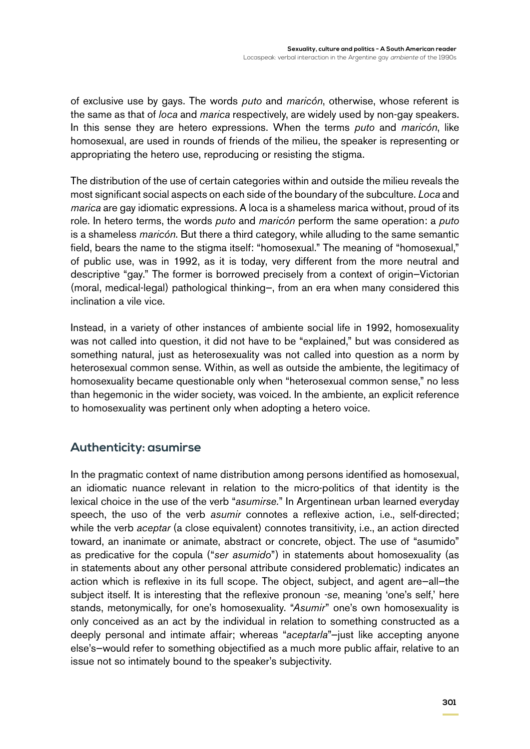of exclusive use by gays. The words *puto* and *maricón*, otherwise, whose referent is the same as that of *loca* and *marica* respectively, are widely used by non-gay speakers. In this sense they are hetero expressions. When the terms *puto* and *maricón*, like homosexual, are used in rounds of friends of the milieu, the speaker is representing or appropriating the hetero use, reproducing or resisting the stigma.

The distribution of the use of certain categories within and outside the milieu reveals the most significant social aspects on each side of the boundary of the subculture. *Loca* and *marica* are gay idiomatic expressions. A loca is a shameless marica without, proud of its role. In hetero terms, the words *puto* and *maricón* perform the same operation: a *puto* is a shameless *maricón*. But there a third category, while alluding to the same semantic field, bears the name to the stigma itself: "homosexual." The meaning of "homosexual," of public use, was in 1992, as it is today, very different from the more neutral and descriptive "gay." The former is borrowed precisely from a context of origin–Victorian (moral, medical-legal) pathological thinking–, from an era when many considered this inclination a vile vice.

Instead, in a variety of other instances of ambiente social life in 1992, homosexuality was not called into question, it did not have to be "explained," but was considered as something natural, just as heterosexuality was not called into question as a norm by heterosexual common sense. Within, as well as outside the ambiente, the legitimacy of homosexuality became questionable only when "heterosexual common sense," no less than hegemonic in the wider society, was voiced. In the ambiente, an explicit reference to homosexuality was pertinent only when adopting a hetero voice.

## Authenticity: asumirse

In the pragmatic context of name distribution among persons identified as homosexual, an idiomatic nuance relevant in relation to the micro-politics of that identity is the lexical choice in the use of the verb "*asumirse.*" In Argentinean urban learned everyday speech, the uso of the verb *asumir* connotes a reflexive action, i.e., self-directed; while the verb *aceptar* (a close equivalent) connotes transitivity, i.e., an action directed toward, an inanimate or animate, abstract or concrete, object. The use of "asumido" as predicative for the copula ("*ser asumido*") in statements about homosexuality (as in statements about any other personal attribute considered problematic) indicates an action which is reflexive in its full scope. The object, subject, and agent are–all–the subject itself. It is interesting that the reflexive pronoun *-se*, meaning 'one's self,' here stands, metonymically, for one's homosexuality. "*Asumir*" one's own homosexuality is only conceived as an act by the individual in relation to something constructed as a deeply personal and intimate affair; whereas "*aceptarla*"–just like accepting anyone else's–would refer to something objectified as a much more public affair, relative to an issue not so intimately bound to the speaker's subjectivity.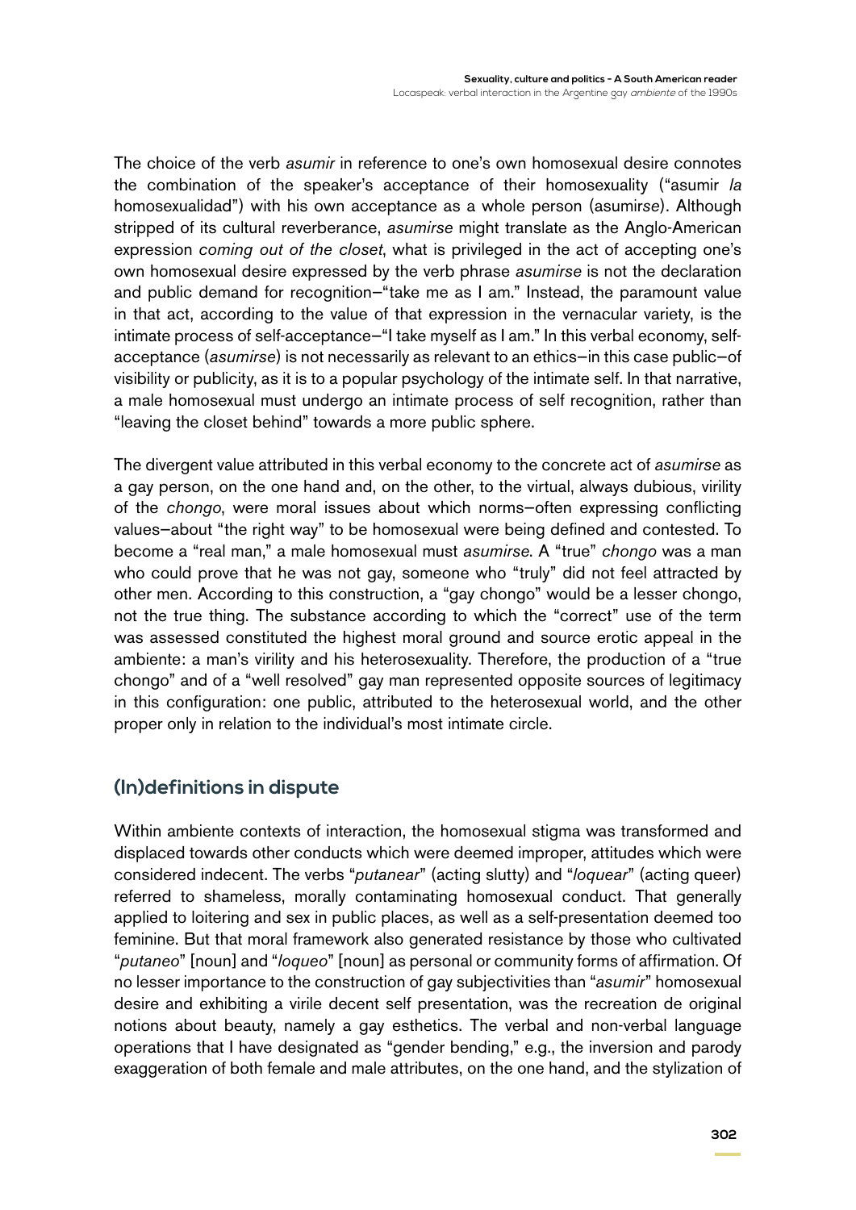The choice of the verb *asumir* in reference to one's own homosexual desire connotes the combination of the speaker's acceptance of their homosexuality ("asumir *la* homosexualidad") with his own acceptance as a whole person (asumir*se*). Although stripped of its cultural reverberance, *asumirse* might translate as the Anglo-American expression *coming out of the closet*, what is privileged in the act of accepting one's own homosexual desire expressed by the verb phrase *asumirse* is not the declaration and public demand for recognition—"take me as I am." Instead, the paramount value in that act, according to the value of that expression in the vernacular variety, is the intimate process of self-acceptance—"I take myself as I am." In this verbal economy, self-acceptance (*asumirse*) is not necessarily as relevant to an ethics—in this case public—of visibility or publicity, as it is to a popular psychology of the intimate self. In that narrative, a male homosexual must undergo an intimate process of self recognition, rather than "leaving the closet behind" towards a more public sphere.

The divergent value attributed in this verbal economy to the concrete act of *asumirse* as a gay person, on the one hand and, on the other, to the virtual, always dubious, virility of the *chongo*, were moral issues about which norms—often expressing conflicting values—about "the right way" to be homosexual were being defined and contested. To become a "real man," a male homosexual must *asumirse*. A "true" *chongo* was a man who could prove that he was not gay, someone who "truly" did not feel attracted by other men. According to this construction, a "gay chongo" would be a lesser chongo, not the true thing. The substance according to which the "correct" use of the term was assessed constituted the highest moral ground and source erotic appeal in the ambiente: a man's virility and his heterosexuality. Therefore, the production of a "true chongo" and of a "well resolved" gay man represented opposite sources of legitimacy in this configuration: one public, attributed to the heterosexual world, and the other proper only in relation to the individual's most intimate circle.

## (In)definitions in dispute

Within ambiente contexts of interaction, the homosexual stigma was transformed and displaced towards other conducts which were deemed improper, attitudes which were considered indecent. The verbs "*putanear*" (acting slutty) and "*loquear*" (acting queer) referred to shameless, morally contaminating homosexual conduct. That generally applied to loitering and sex in public places, as well as a self-presentation deemed too feminine. But that moral framework also generated resistance by those who cultivated "*putaneo*" [noun] and "*loqueo*" [noun] as personal or community forms of affirmation. Of no lesser importance to the construction of gay subjectivities than "*asumir*" homosexual desire and exhibiting a virile decent self presentation, was the recreation de original notions about beauty, namely a gay esthetics. The verbal and non-verbal language operations that I have designated as "gender bending," e.g., the inversion and parody exaggeration of both female and male attributes, on the one hand, and the stylization of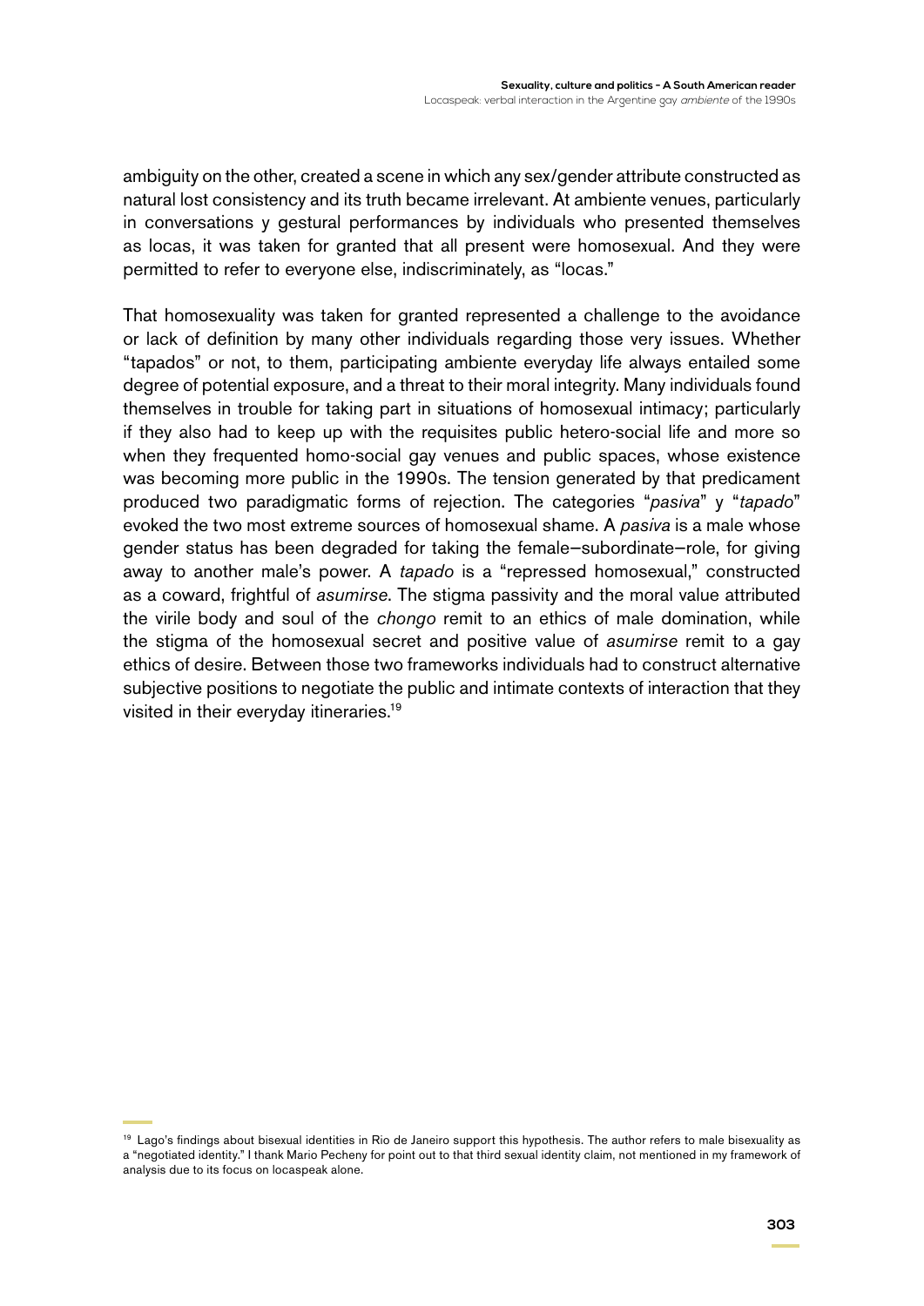ambiguity on the other, created a scene in which any sex/gender attribute constructed as natural lost consistency and its truth became irrelevant. At ambiente venues, particularly in conversations y gestural performances by individuals who presented themselves as locas, it was taken for granted that all present were homosexual. And they were permitted to refer to everyone else, indiscriminately, as "locas."

That homosexuality was taken for granted represented a challenge to the avoidance or lack of definition by many other individuals regarding those very issues. Whether "tapados" or not, to them, participating ambiente everyday life always entailed some degree of potential exposure, and a threat to their moral integrity. Many individuals found themselves in trouble for taking part in situations of homosexual intimacy; particularly if they also had to keep up with the requisites public hetero-social life and more so when they frequented homo-social gay venues and public spaces, whose existence was becoming more public in the 1990s. The tension generated by that predicament produced two paradigmatic forms of rejection. The categories "*pasiva*" y "*tapado*" evoked the two most extreme sources of homosexual shame. A *pasiva* is a male whose gender status has been degraded for taking the female–subordinate–role, for giving away to another male's power. A *tapado* is a "repressed homosexual," constructed as a coward, frightful of *asumirse.* The stigma passivity and the moral value attributed the virile body and soul of the *chongo* remit to an ethics of male domination, while the stigma of the homosexual secret and positive value of *asumirse* remit to a gay ethics of desire. Between those two frameworks individuals had to construct alternative subjective positions to negotiate the public and intimate contexts of interaction that they visited in their everyday itineraries.[19]

---

[19] Lago's findings about bisexual identities in Rio de Janeiro support this hypothesis. The author refers to male bisexuality as a "negotiated identity." I thank Mario Pecheny for point out to that third sexual identity claim, not mentioned in my framework of analysis due to its focus on locaspeak alone.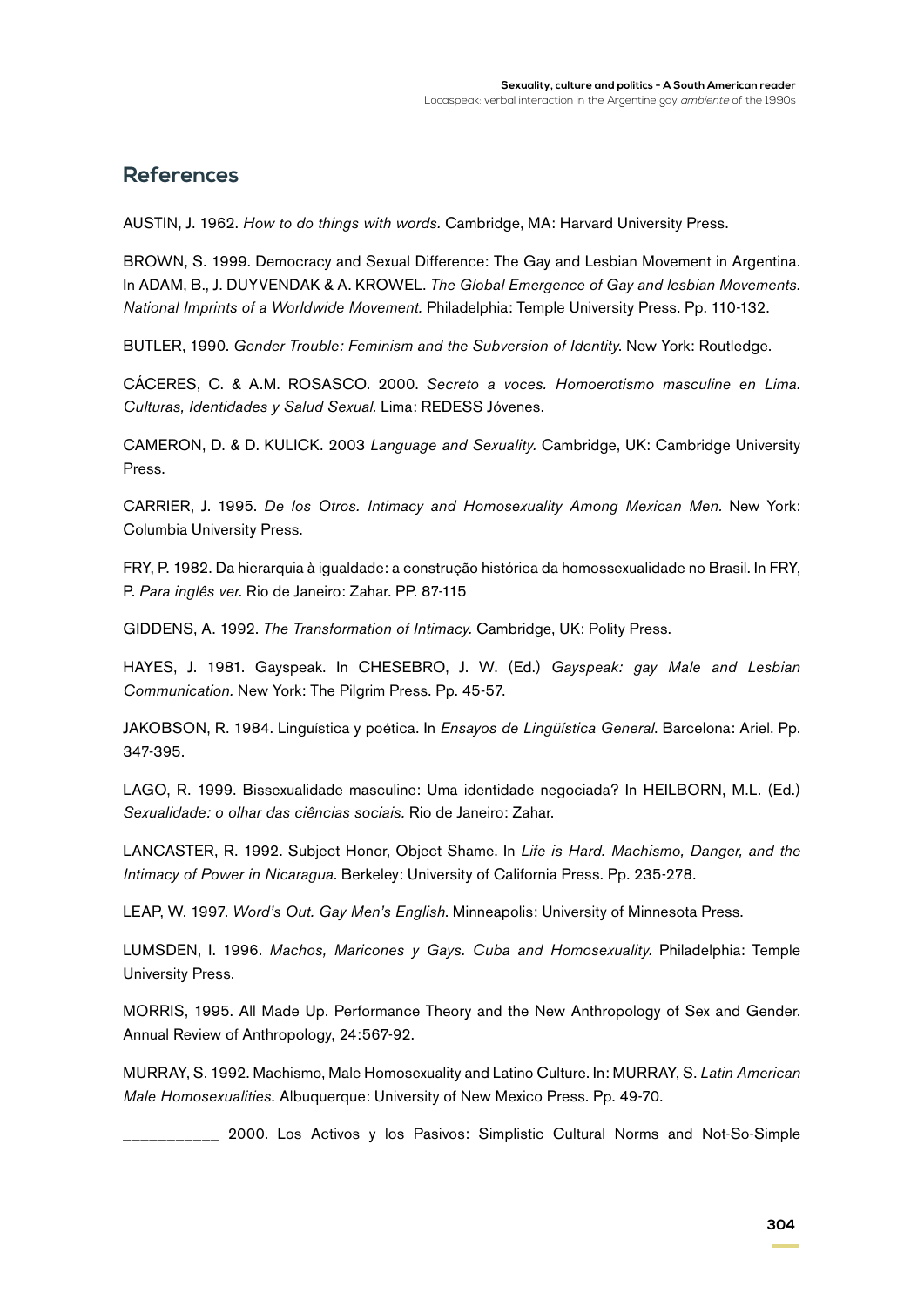## References

AUSTIN, J. 1962. *How to do things with words.* Cambridge, MA: Harvard University Press.

BROWN, S. 1999. Democracy and Sexual Difference: The Gay and Lesbian Movement in Argentina. In ADAM, B., J. DUYVENDAK & A. KROWEL. *The Global Emergence of Gay and lesbian Movements. National Imprints of a Worldwide Movement*. Philadelphia: Temple University Press. Pp. 110-132.

BUTLER, 1990. *Gender Trouble: Feminism and the Subversion of Identity*. New York: Routledge.

CÁCERES, C. & A.M. ROSASCO. 2000. *Secreto a voces. Homoerotismo masculine en Lima. Culturas, Identidades y Salud Sexual.* Lima: REDESS Jóvenes.

CAMERON, D. & D. KULICK. 2003 *Language and Sexuality.* Cambridge, UK: Cambridge University Press.

CARRIER, J. 1995. *De los Otros. Intimacy and Homosexuality Among Mexican Men.* New York: Columbia University Press.

FRY, P. 1982. Da hierarquia à igualdade: a construção histórica da homossexualidade no Brasil. In FRY, P. *Para inglês ver.* Rio de Janeiro: Zahar. PP. 87-115

GIDDENS, A. 1992. *The Transformation of Intimacy.* Cambridge, UK: Polity Press.

HAYES, J. 1981. Gayspeak. In CHESEBRO, J. W. (Ed.) *Gayspeak: gay Male and Lesbian Communication.* New York: The Pilgrim Press. Pp. 45-57.

JAKOBSON, R. 1984. Linguística y poética. In *Ensayos de Lingüística General*. Barcelona: Ariel. Pp. 347-395.

LAGO, R. 1999. Bissexualidade masculine: Uma identidade negociada? In HEILBORN, M.L. (Ed.) *Sexualidade: o olhar das ciências sociais.* Rio de Janeiro: Zahar.

LANCASTER, R. 1992. Subject Honor, Object Shame. In *Life is Hard. Machismo, Danger, and the Intimacy of Power in Nicaragua*. Berkeley: University of California Press. Pp. 235-278.

LEAP, W. 1997. *Word's Out. Gay Men's English*. Minneapolis: University of Minnesota Press.

LUMSDEN, I. 1996. *Machos, Maricones y Gays. Cuba and Homosexuality.* Philadelphia: Temple University Press.

MORRIS, 1995. All Made Up. Performance Theory and the New Anthropology of Sex and Gender. Annual Review of Anthropology, 24:567-92.

MURRAY, S. 1992. Machismo, Male Homosexuality and Latino Culture. In: MURRAY, S. *Latin American Male Homosexualities.* Albuquerque: University of New Mexico Press. Pp. 49-70.

___________ 2000. Los Activos y los Pasivos: Simplistic Cultural Norms and Not-So-Simple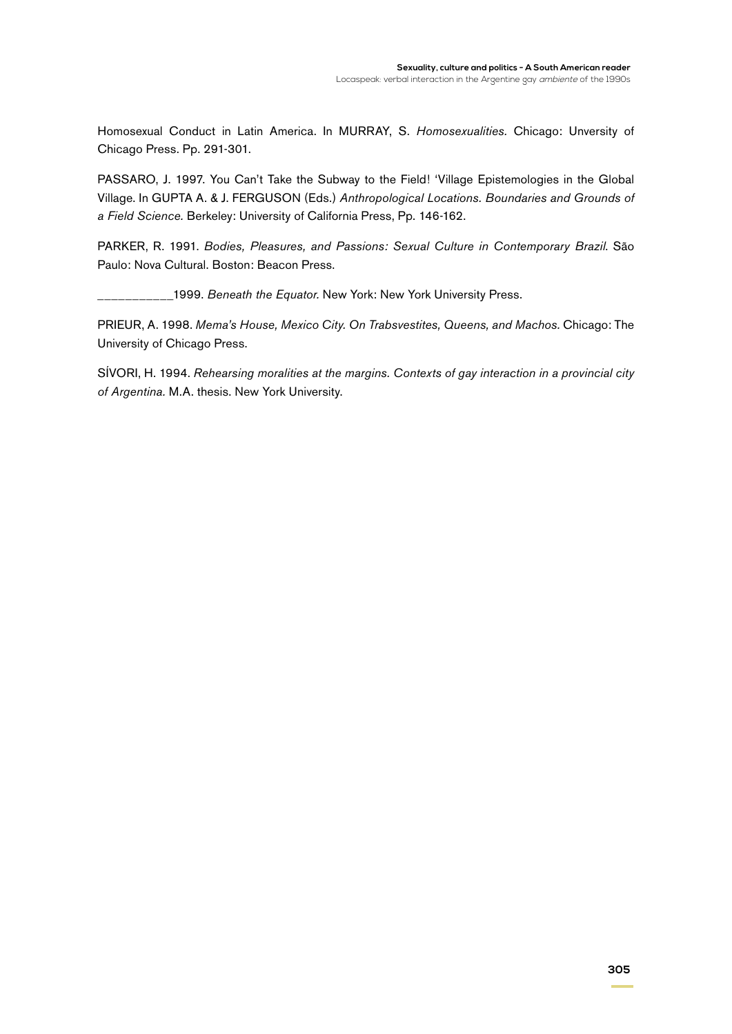Homosexual Conduct in Latin America. In MURRAY, S. *Homosexualities.* Chicago: Unversity of Chicago Press. Pp. 291-301.

PASSARO, J. 1997. You Can't Take the Subway to the Field! 'Village Epistemologies in the Global Village. In GUPTA A. & J. FERGUSON (Eds.) *Anthropological Locations. Boundaries and Grounds of a Field Science.* Berkeley: University of California Press, Pp. 146-162.

PARKER, R. 1991. *Bodies, Pleasures, and Passions: Sexual Culture in Contemporary Brazil.* São Paulo: Nova Cultural. Boston: Beacon Press.

___________1999. *Beneath the Equator.* New York: New York University Press.

PRIEUR, A. 1998. *Mema's House, Mexico City. On Trabsvestites, Queens, and Machos.* Chicago: The University of Chicago Press.

SÍVORI, H. 1994. *Rehearsing moralities at the margins. Contexts of gay interaction in a provincial city of Argentina.* M.A. thesis. New York University.